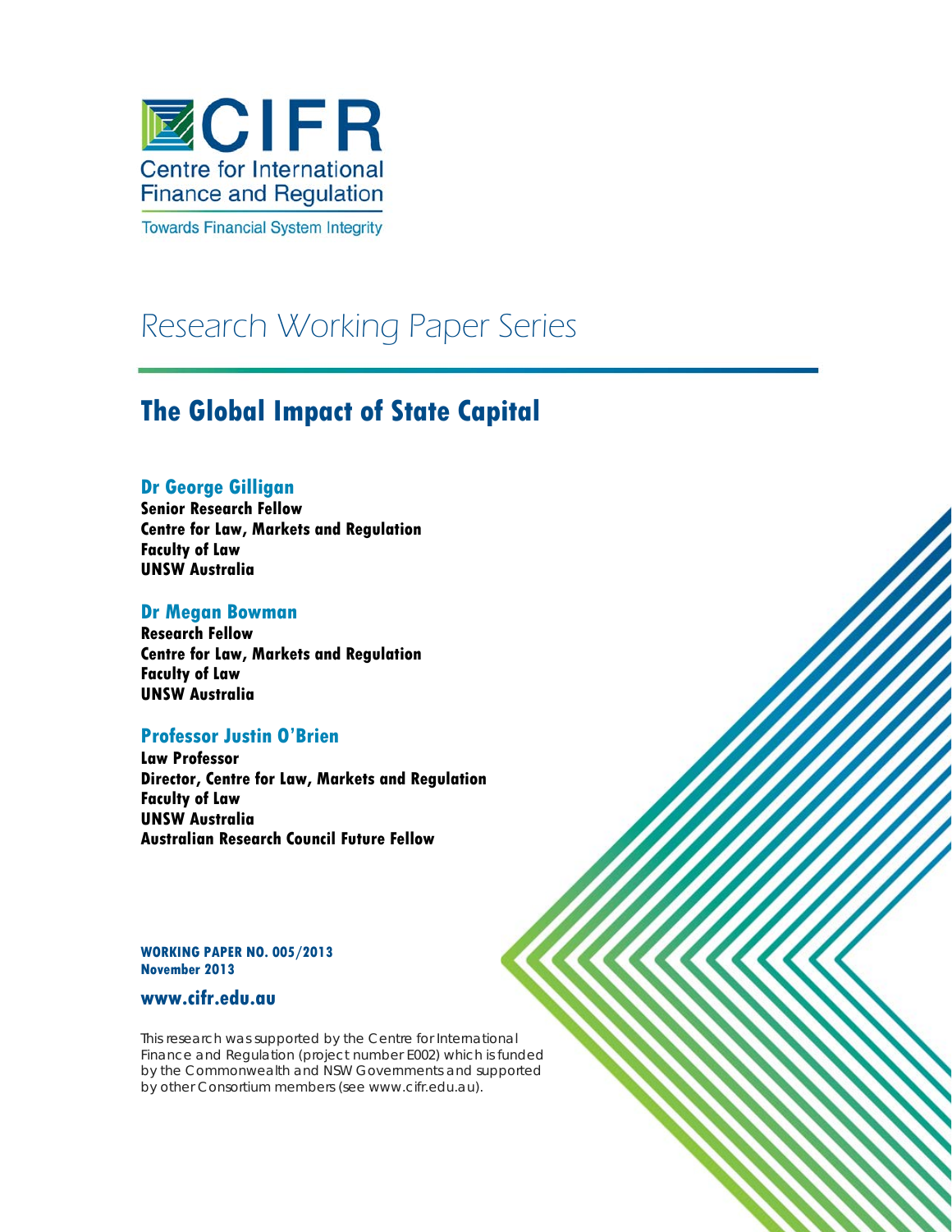CIFR

Centre for International Finance and Regulation

Towards Financial System Integrity

Research Working Paper Series

# The Global Impact of State Capital

### Dr George Gilligan

**Senior Research Fellow**
**Centre for Law, Markets and Regulation**
**Faculty of Law**
**UNSW Australia**

### Dr Megan Bowman

**Research Fellow**
**Centre for Law, Markets and Regulation**
**Faculty of Law**
**UNSW Australia**

### Professor Justin O'Brien

**Law Professor**
**Director, Centre for Law, Markets and Regulation**
**Faculty of Law**
**UNSW Australia**
**Australian Research Council Future Fellow**

**WORKING PAPER NO. 005/2013**
**November 2013**

**www.cifr.edu.au**

This research was supported by the Centre for International Finance and Regulation (project number E002) which is funded by the Commonwealth and NSW Governments and supported by other Consortium members (see www.cifr.edu.au).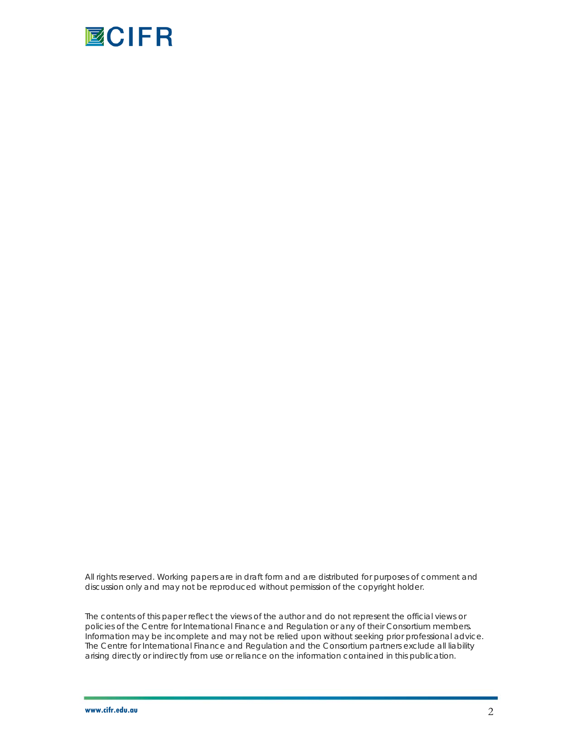All rights reserved. Working papers are in draft form and are distributed for purposes of comment and discussion only and may not be reproduced without permission of the copyright holder.

The contents of this paper reflect the views of the author and do not represent the official views or policies of the Centre for International Finance and Regulation or any of their Consortium members. Information may be incomplete and may not be relied upon without seeking prior professional advice. The Centre for International Finance and Regulation and the Consortium partners exclude all liability arising directly or indirectly from use or reliance on the information contained in this publication.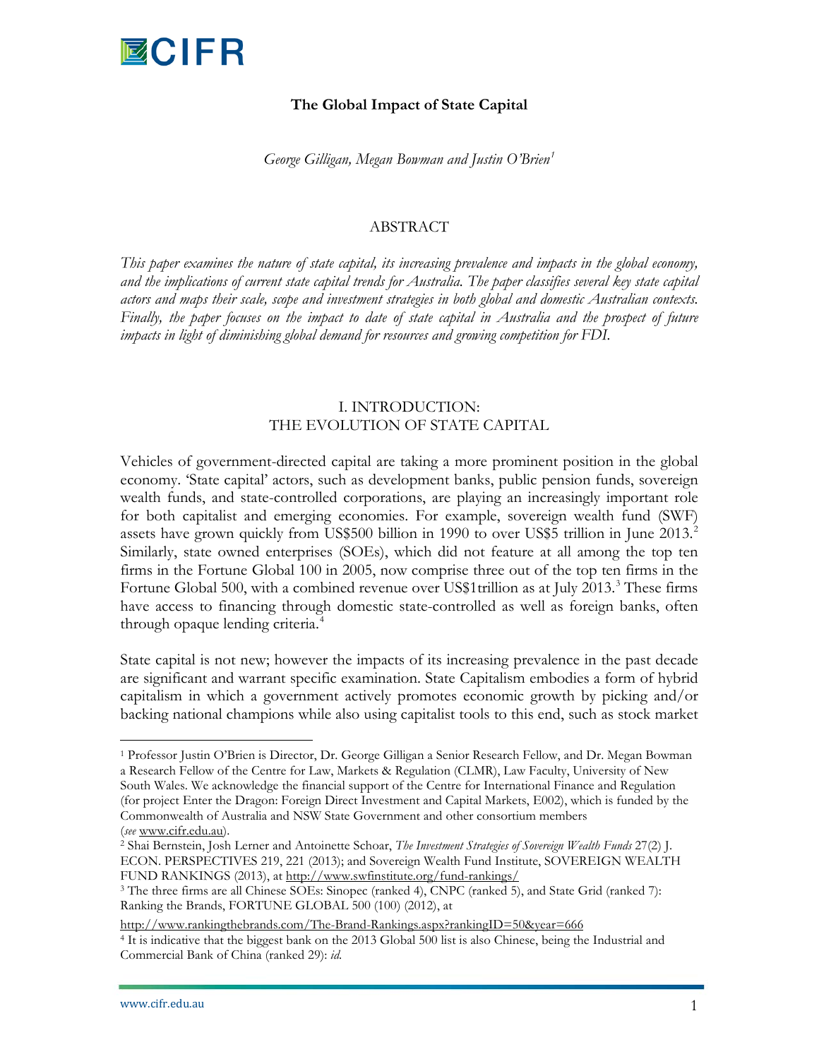## The Global Impact of State Capital

*George Gilligan, Megan Bowman and Justin O'Brien*[1]

### ABSTRACT

*This paper examines the nature of state capital, its increasing prevalence and impacts in the global economy, and the implications of current state capital trends for Australia. The paper classifies several key state capital actors and maps their scale, scope and investment strategies in both global and domestic Australian contexts. Finally, the paper focuses on the impact to date of state capital in Australia and the prospect of future impacts in light of diminishing global demand for resources and growing competition for FDI.*

### I. INTRODUCTION: THE EVOLUTION OF STATE CAPITAL

Vehicles of government-directed capital are taking a more prominent position in the global economy. 'State capital' actors, such as development banks, public pension funds, sovereign wealth funds, and state-controlled corporations, are playing an increasingly important role for both capitalist and emerging economies. For example, sovereign wealth fund (SWF) assets have grown quickly from US$500 billion in 1990 to over US$5 trillion in June 2013.[2] Similarly, state owned enterprises (SOEs), which did not feature at all among the top ten firms in the Fortune Global 100 in 2005, now comprise three out of the top ten firms in the Fortune Global 500, with a combined revenue over US$1trillion as at July 2013.[3] These firms have access to financing through domestic state-controlled as well as foreign banks, often through opaque lending criteria.[4]

State capital is not new; however the impacts of its increasing prevalence in the past decade are significant and warrant specific examination. State Capitalism embodies a form of hybrid capitalism in which a government actively promotes economic growth by picking and/or backing national champions while also using capitalist tools to this end, such as stock market

---

[1] Professor Justin O'Brien is Director, Dr. George Gilligan a Senior Research Fellow, and Dr. Megan Bowman a Research Fellow of the Centre for Law, Markets & Regulation (CLMR), Law Faculty, University of New South Wales. We acknowledge the financial support of the Centre for International Finance and Regulation (for project Enter the Dragon: Foreign Direct Investment and Capital Markets, E002), which is funded by the Commonwealth of Australia and NSW State Government and other consortium members (*see* www.cifr.edu.au).

[2] Shai Bernstein, Josh Lerner and Antoinette Schoar, *The Investment Strategies of Sovereign Wealth Funds* 27(2) J. ECON. PERSPECTIVES 219, 221 (2013); and Sovereign Wealth Fund Institute, SOVEREIGN WEALTH FUND RANKINGS (2013), at http://www.swfinstitute.org/fund-rankings/

[3] The three firms are all Chinese SOEs: Sinopec (ranked 4), CNPC (ranked 5), and State Grid (ranked 7): Ranking the Brands, FORTUNE GLOBAL 500 (100) (2012), at http://www.rankingthebrands.com/The-Brand-Rankings.aspx?rankingID=50&year=666

[4] It is indicative that the biggest bank on the 2013 Global 500 list is also Chinese, being the Industrial and Commercial Bank of China (ranked 29): *id.*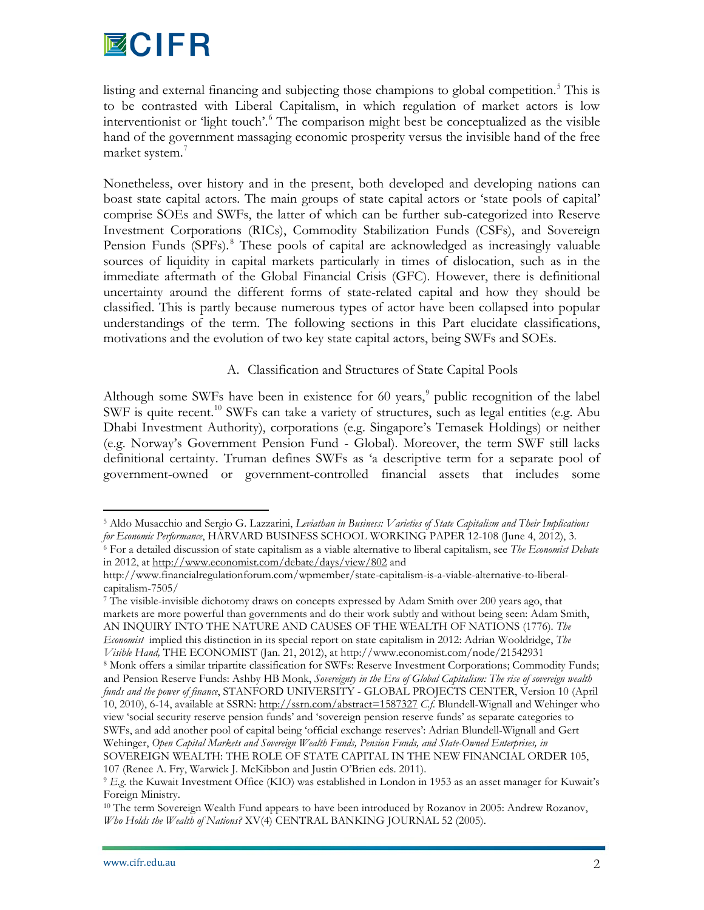listing and external financing and subjecting those champions to global competition.[5] This is to be contrasted with Liberal Capitalism, in which regulation of market actors is low interventionist or 'light touch'.[6] The comparison might best be conceptualized as the visible hand of the government massaging economic prosperity versus the invisible hand of the free market system.[7]

Nonetheless, over history and in the present, both developed and developing nations can boast state capital actors. The main groups of state capital actors or 'state pools of capital' comprise SOEs and SWFs, the latter of which can be further sub-categorized into Reserve Investment Corporations (RICs), Commodity Stabilization Funds (CSFs), and Sovereign Pension Funds (SPFs).[8] These pools of capital are acknowledged as increasingly valuable sources of liquidity in capital markets particularly in times of dislocation, such as in the immediate aftermath of the Global Financial Crisis (GFC). However, there is definitional uncertainty around the different forms of state-related capital and how they should be classified. This is partly because numerous types of actor have been collapsed into popular understandings of the term. The following sections in this Part elucidate classifications, motivations and the evolution of two key state capital actors, being SWFs and SOEs.

### A. Classification and Structures of State Capital Pools

Although some SWFs have been in existence for 60 years,[9] public recognition of the label SWF is quite recent.[10] SWFs can take a variety of structures, such as legal entities (e.g. Abu Dhabi Investment Authority), corporations (e.g. Singapore's Temasek Holdings) or neither (e.g. Norway's Government Pension Fund - Global). Moreover, the term SWF still lacks definitional certainty. Truman defines SWFs as 'a descriptive term for a separate pool of government-owned or government-controlled financial assets that includes some

---

[5] Aldo Musacchio and Sergio G. Lazzarini, *Leviathan in Business: Varieties of State Capitalism and Their Implications for Economic Performance*, HARVARD BUSINESS SCHOOL WORKING PAPER 12-108 (June 4, 2012), 3.

[6] For a detailed discussion of state capitalism as a viable alternative to liberal capitalism, see *The Economist Debate* in 2012, at http://www.economist.com/debate/days/view/802 and http://www.financialregulationforum.com/wpmember/state-capitalism-is-a-viable-alternative-to-liberal-capitalism-7505/

[7] The visible-invisible dichotomy draws on concepts expressed by Adam Smith over 200 years ago, that markets are more powerful than governments and do their work subtly and without being seen: Adam Smith, AN INQUIRY INTO THE NATURE AND CAUSES OF THE WEALTH OF NATIONS (1776). *The Economist* implied this distinction in its special report on state capitalism in 2012: Adrian Wooldridge, *The Visible Hand,* THE ECONOMIST (Jan. 21, 2012), at http://www.economist.com/node/21542931

[8] Monk offers a similar tripartite classification for SWFs: Reserve Investment Corporations; Commodity Funds; and Pension Reserve Funds: Ashby HB Monk, *Sovereignty in the Era of Global Capitalism: The rise of sovereign wealth funds and the power of finance*, STANFORD UNIVERSITY - GLOBAL PROJECTS CENTER, Version 10 (April 10, 2010), 6-14, available at SSRN: http://ssrn.com/abstract=1587327 *C.f.* Blundell-Wignall and Wehinger who view 'social security reserve pension funds' and 'sovereign pension reserve funds' as separate categories to SWFs, and add another pool of capital being 'official exchange reserves': Adrian Blundell-Wignall and Gert Wehinger, *Open Capital Markets and Sovereign Wealth Funds, Pension Funds, and State-Owned Enterprises, in* SOVEREIGN WEALTH: THE ROLE OF STATE CAPITAL IN THE NEW FINANCIAL ORDER 105, 107 (Renee A. Fry, Warwick J. McKibbon and Justin O'Brien eds. 2011).

[9] *E.g.* the Kuwait Investment Office (KIO) was established in London in 1953 as an asset manager for Kuwait's Foreign Ministry.

[10] The term Sovereign Wealth Fund appears to have been introduced by Rozanov in 2005: Andrew Rozanov, *Who Holds the Wealth of Nations?* XV(4) CENTRAL BANKING JOURNAL 52 (2005).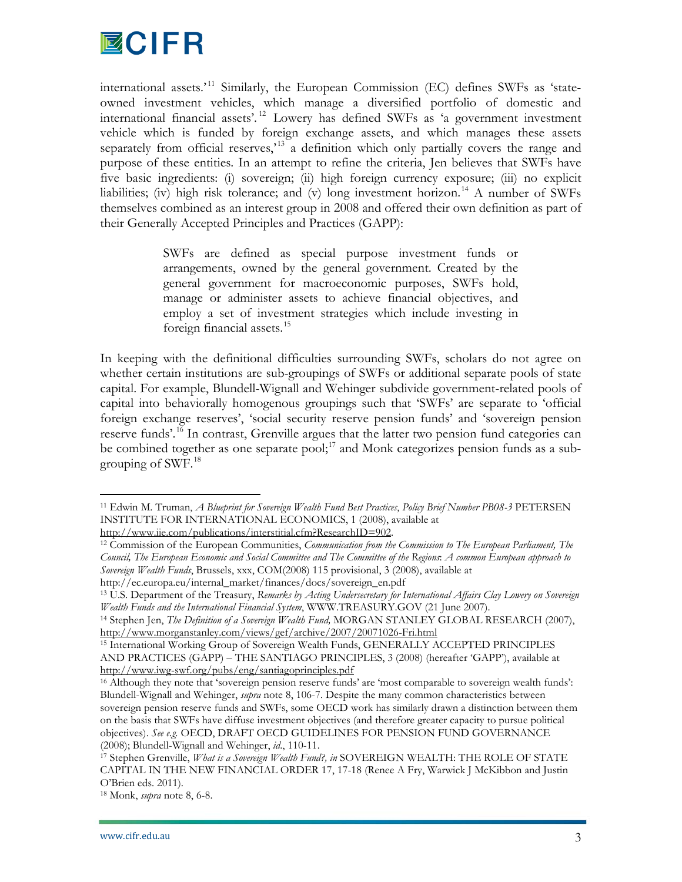international assets.'[11] Similarly, the European Commission (EC) defines SWFs as 'state-owned investment vehicles, which manage a diversified portfolio of domestic and international financial assets'.[12] Lowery has defined SWFs as 'a government investment vehicle which is funded by foreign exchange assets, and which manages these assets separately from official reserves,'[13] a definition which only partially covers the range and purpose of these entities. In an attempt to refine the criteria, Jen believes that SWFs have five basic ingredients: (i) sovereign; (ii) high foreign currency exposure; (iii) no explicit liabilities; (iv) high risk tolerance; and (v) long investment horizon.[14] A number of SWFs themselves combined as an interest group in 2008 and offered their own definition as part of their Generally Accepted Principles and Practices (GAPP):

> SWFs are defined as special purpose investment funds or arrangements, owned by the general government. Created by the general government for macroeconomic purposes, SWFs hold, manage or administer assets to achieve financial objectives, and employ a set of investment strategies which include investing in foreign financial assets.[15]

In keeping with the definitional difficulties surrounding SWFs, scholars do not agree on whether certain institutions are sub-groupings of SWFs or additional separate pools of state capital. For example, Blundell-Wignall and Wehinger subdivide government-related pools of capital into behaviorally homogenous groupings such that 'SWFs' are separate to 'official foreign exchange reserves', 'social security reserve pension funds' and 'sovereign pension reserve funds'.[16] In contrast, Grenville argues that the latter two pension fund categories can be combined together as one separate pool;[17] and Monk categorizes pension funds as a sub-grouping of SWF.[18]

---

[11] Edwin M. Truman, *A Blueprint for Sovereign Wealth Fund Best Practices*, *Policy Brief Number PB08-3* PETERSEN INSTITUTE FOR INTERNATIONAL ECONOMICS, 1 (2008), available at http://www.iie.com/publications/interstitial.cfm?ResearchID=902.

[12] Commission of the European Communities, *Communication from the Commission to The European Parliament, The Council, The European Economic and Social Committee and The Committee of the Regions*: *A common European approach to Sovereign Wealth Funds*, Brussels, xxx, COM(2008) 115 provisional, 3 (2008), available at http://ec.europa.eu/internal_market/finances/docs/sovereign_en.pdf

[13] U.S. Department of the Treasury, *Remarks by Acting Undersecretary for International Affairs Clay Lowery on Sovereign Wealth Funds and the International Financial System*, WWW.TREASURY.GOV (21 June 2007).

[14] Stephen Jen, *The Definition of a Sovereign Wealth Fund,* MORGAN STANLEY GLOBAL RESEARCH (2007), http://www.morganstanley.com/views/gef/archive/2007/20071026-Fri.html

[15] International Working Group of Sovereign Wealth Funds, GENERALLY ACCEPTED PRINCIPLES AND PRACTICES (GAPP) – THE SANTIAGO PRINCIPLES, 3 (2008) (hereafter 'GAPP'), available at http://www.iwg-swf.org/pubs/eng/santiagoprinciples.pdf

[16] Although they note that 'sovereign pension reserve funds' are 'most comparable to sovereign wealth funds': Blundell-Wignall and Wehinger, *supra* note 8, 106-7. Despite the many common characteristics between sovereign pension reserve funds and SWFs, some OECD work has similarly drawn a distinction between them on the basis that SWFs have diffuse investment objectives (and therefore greater capacity to pursue political objectives). *See e.g.* OECD, DRAFT OECD GUIDELINES FOR PENSION FUND GOVERNANCE (2008); Blundell-Wignall and Wehinger, *id*., 110-11.

[17] Stephen Grenville, *What is a Sovereign Wealth Fund?, in* SOVEREIGN WEALTH: THE ROLE OF STATE CAPITAL IN THE NEW FINANCIAL ORDER 17, 17-18 (Renee A Fry, Warwick J McKibbon and Justin O'Brien eds. 2011).

[18] Monk, *supra* note 8, 6-8.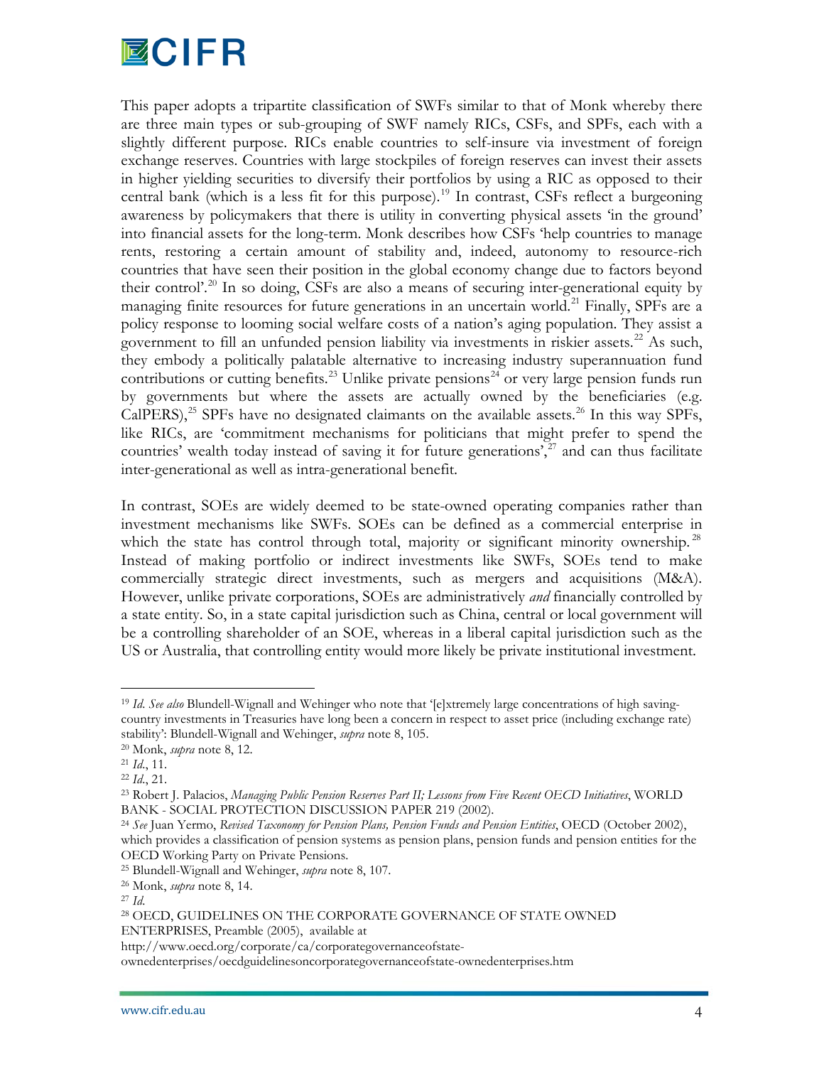This paper adopts a tripartite classification of SWFs similar to that of Monk whereby there are three main types or sub-grouping of SWF namely RICs, CSFs, and SPFs, each with a slightly different purpose. RICs enable countries to self-insure via investment of foreign exchange reserves. Countries with large stockpiles of foreign reserves can invest their assets in higher yielding securities to diversify their portfolios by using a RIC as opposed to their central bank (which is a less fit for this purpose).[19] In contrast, CSFs reflect a burgeoning awareness by policymakers that there is utility in converting physical assets 'in the ground' into financial assets for the long-term. Monk describes how CSFs 'help countries to manage rents, restoring a certain amount of stability and, indeed, autonomy to resource-rich countries that have seen their position in the global economy change due to factors beyond their control'.[20] In so doing, CSFs are also a means of securing inter-generational equity by managing finite resources for future generations in an uncertain world.[21] Finally, SPFs are a policy response to looming social welfare costs of a nation's aging population. They assist a government to fill an unfunded pension liability via investments in riskier assets.[22] As such, they embody a politically palatable alternative to increasing industry superannuation fund contributions or cutting benefits.[23] Unlike private pensions[24] or very large pension funds run by governments but where the assets are actually owned by the beneficiaries (e.g. CalPERS),[25] SPFs have no designated claimants on the available assets.[26] In this way SPFs, like RICs, are 'commitment mechanisms for politicians that might prefer to spend the countries' wealth today instead of saving it for future generations',[27] and can thus facilitate inter-generational as well as intra-generational benefit.

In contrast, SOEs are widely deemed to be state-owned operating companies rather than investment mechanisms like SWFs. SOEs can be defined as a commercial enterprise in which the state has control through total, majority or significant minority ownership.[28] Instead of making portfolio or indirect investments like SWFs, SOEs tend to make commercially strategic direct investments, such as mergers and acquisitions (M&A). However, unlike private corporations, SOEs are administratively *and* financially controlled by a state entity. So, in a state capital jurisdiction such as China, central or local government will be a controlling shareholder of an SOE, whereas in a liberal capital jurisdiction such as the US or Australia, that controlling entity would more likely be private institutional investment.

---

[19] *Id. See also* Blundell-Wignall and Wehinger who note that '[e]xtremely large concentrations of high saving-country investments in Treasuries have long been a concern in respect to asset price (including exchange rate) stability': Blundell-Wignall and Wehinger, *supra* note 8, 105.

[20] Monk, *supra* note 8, 12.

[21] *Id.*, 11.

[22] *Id.*, 21.

[23] Robert J. Palacios, *Managing Public Pension Reserves Part II; Lessons from Five Recent OECD Initiatives*, WORLD BANK - SOCIAL PROTECTION DISCUSSION PAPER 219 (2002).

[24] *See* Juan Yermo, *Revised Taxonomy for Pension Plans, Pension Funds and Pension Entities*, OECD (October 2002), which provides a classification of pension systems as pension plans, pension funds and pension entities for the OECD Working Party on Private Pensions.

[25] Blundell-Wignall and Wehinger, *supra* note 8, 107.

[26] Monk, *supra* note 8, 14.

[27] *Id.*

[28] OECD, GUIDELINES ON THE CORPORATE GOVERNANCE OF STATE OWNED ENTERPRISES, Preamble (2005), available at http://www.oecd.org/corporate/ca/corporategovernanceofstate-ownedenterprises/oecdguidelinesoncorporategovernanceofstate-ownedenterprises.htm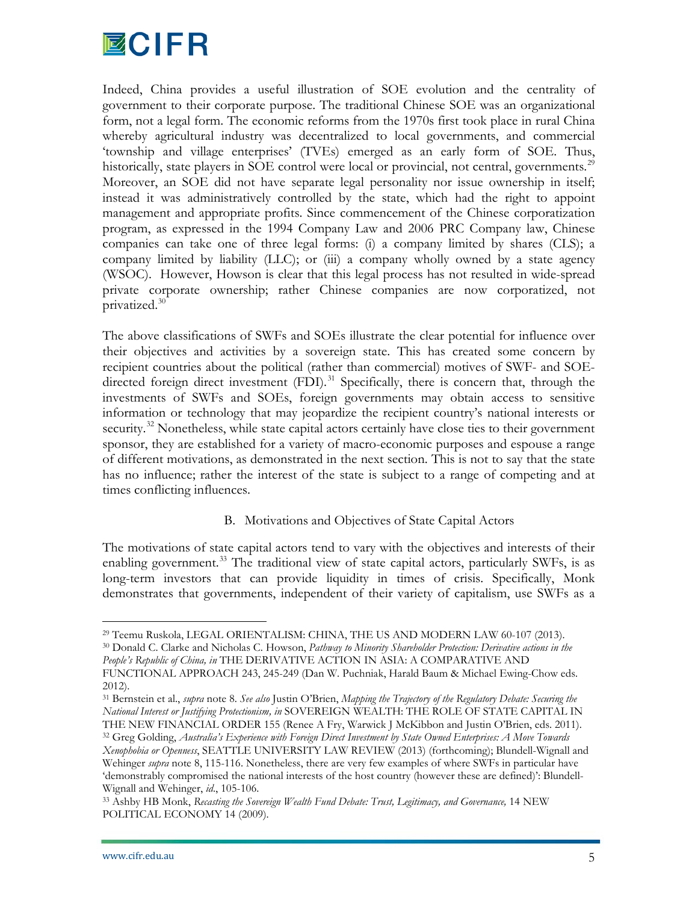Indeed, China provides a useful illustration of SOE evolution and the centrality of government to their corporate purpose. The traditional Chinese SOE was an organizational form, not a legal form. The economic reforms from the 1970s first took place in rural China whereby agricultural industry was decentralized to local governments, and commercial 'township and village enterprises' (TVEs) emerged as an early form of SOE. Thus, historically, state players in SOE control were local or provincial, not central, governments.[29] Moreover, an SOE did not have separate legal personality nor issue ownership in itself; instead it was administratively controlled by the state, which had the right to appoint management and appropriate profits. Since commencement of the Chinese corporatization program, as expressed in the 1994 Company Law and 2006 PRC Company law, Chinese companies can take one of three legal forms: (i) a company limited by shares (CLS); a company limited by liability (LLC); or (iii) a company wholly owned by a state agency (WSOC). However, Howson is clear that this legal process has not resulted in wide-spread private corporate ownership; rather Chinese companies are now corporatized, not privatized.[30]

The above classifications of SWFs and SOEs illustrate the clear potential for influence over their objectives and activities by a sovereign state. This has created some concern by recipient countries about the political (rather than commercial) motives of SWF- and SOE-directed foreign direct investment (FDI).[31] Specifically, there is concern that, through the investments of SWFs and SOEs, foreign governments may obtain access to sensitive information or technology that may jeopardize the recipient country's national interests or security.[32] Nonetheless, while state capital actors certainly have close ties to their government sponsor, they are established for a variety of macro-economic purposes and espouse a range of different motivations, as demonstrated in the next section. This is not to say that the state has no influence; rather the interest of the state is subject to a range of competing and at times conflicting influences.

### B. Motivations and Objectives of State Capital Actors

The motivations of state capital actors tend to vary with the objectives and interests of their enabling government.[33] The traditional view of state capital actors, particularly SWFs, is as long-term investors that can provide liquidity in times of crisis. Specifically, Monk demonstrates that governments, independent of their variety of capitalism, use SWFs as a

---

[29] Teemu Ruskola, LEGAL ORIENTALISM: CHINA, THE US AND MODERN LAW 60-107 (2013).

[30] Donald C. Clarke and Nicholas C. Howson, *Pathway to Minority Shareholder Protection: Derivative actions in the People's Republic of China, in* THE DERIVATIVE ACTION IN ASIA: A COMPARATIVE AND FUNCTIONAL APPROACH 243, 245-249 (Dan W. Puchniak, Harald Baum & Michael Ewing-Chow eds. 2012).

[31] Bernstein et al., *supra* note 8. *See also* Justin O'Brien, *Mapping the Trajectory of the Regulatory Debate: Securing the National Interest or Justifying Protectionism, in* SOVEREIGN WEALTH: THE ROLE OF STATE CAPITAL IN THE NEW FINANCIAL ORDER 155 (Renee A Fry, Warwick J McKibbon and Justin O'Brien, eds. 2011).

[32] Greg Golding, *Australia's Experience with Foreign Direct Investment by State Owned Enterprises: A Move Towards Xenophobia or Openness*, SEATTLE UNIVERSITY LAW REVIEW (2013) (forthcoming); Blundell-Wignall and Wehinger *supra* note 8, 115-116. Nonetheless, there are very few examples of where SWFs in particular have 'demonstrably compromised the national interests of the host country (however these are defined)': Blundell-Wignall and Wehinger, *id*., 105-106.

[33] Ashby HB Monk, *Recasting the Sovereign Wealth Fund Debate: Trust, Legitimacy, and Governance,* 14 NEW POLITICAL ECONOMY 14 (2009).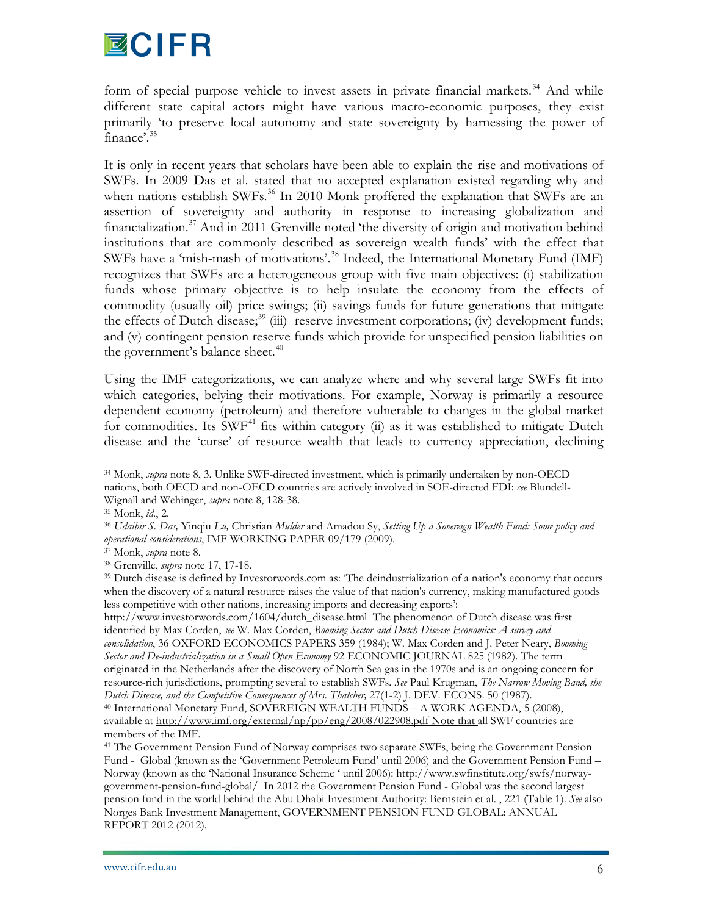form of special purpose vehicle to invest assets in private financial markets.[34] And while different state capital actors might have various macro-economic purposes, they exist primarily 'to preserve local autonomy and state sovereignty by harnessing the power of finance'.[35]

It is only in recent years that scholars have been able to explain the rise and motivations of SWFs. In 2009 Das et al. stated that no accepted explanation existed regarding why and when nations establish SWFs.[36] In 2010 Monk proffered the explanation that SWFs are an assertion of sovereignty and authority in response to increasing globalization and financialization.[37] And in 2011 Grenville noted 'the diversity of origin and motivation behind institutions that are commonly described as sovereign wealth funds' with the effect that SWFs have a 'mish-mash of motivations'.[38] Indeed, the International Monetary Fund (IMF) recognizes that SWFs are a heterogeneous group with five main objectives: (i) stabilization funds whose primary objective is to help insulate the economy from the effects of commodity (usually oil) price swings; (ii) savings funds for future generations that mitigate the effects of Dutch disease;[39] (iii) reserve investment corporations; (iv) development funds; and (v) contingent pension reserve funds which provide for unspecified pension liabilities on the government's balance sheet.[40]

Using the IMF categorizations, we can analyze where and why several large SWFs fit into which categories, belying their motivations. For example, Norway is primarily a resource dependent economy (petroleum) and therefore vulnerable to changes in the global market for commodities. Its SWF[41] fits within category (ii) as it was established to mitigate Dutch disease and the 'curse' of resource wealth that leads to currency appreciation, declining

---

[34] Monk, *supra* note 8, 3. Unlike SWF-directed investment, which is primarily undertaken by non-OECD nations, both OECD and non-OECD countries are actively involved in SOE-directed FDI: *see* Blundell-Wignall and Wehinger, *supra* note 8, 128-38.

[35] Monk, *id*., 2.

[36] *Udaibir S. Das,* Yinqiu *Lu,* Christian *Mulder* and Amadou Sy, *Setting Up a Sovereign Wealth Fund: Some policy and operational considerations*, IMF WORKING PAPER 09/179 (2009).

[37] Monk, *supra* note 8.

[38] Grenville, *supra* note 17, 17-18.

[39] Dutch disease is defined by Investorwords.com as: 'The deindustrialization of a nation's economy that occurs when the discovery of a natural resource raises the value of that nation's currency, making manufactured goods less competitive with other nations, increasing imports and decreasing exports': http://www.investorwords.com/1604/dutch_disease.html The phenomenon of Dutch disease was first identified by Max Corden, *see* W. Max Corden, *Booming Sector and Dutch Disease Economics: A survey and consolidation*, 36 OXFORD ECONOMICS PAPERS 359 (1984); W. Max Corden and J. Peter Neary, *Booming Sector and De-industrialization in a Small Open Economy* 92 ECONOMIC JOURNAL 825 (1982). The term originated in the Netherlands after the discovery of North Sea gas in the 1970s and is an ongoing concern for resource-rich jurisdictions, prompting several to establish SWFs. *See* Paul Krugman, *The Narrow Moving Band, the Dutch Disease, and the Competitive Consequences of Mrs. Thatcher,* 27(1-2) J. DEV. ECONS. 50 (1987).

[40] International Monetary Fund, SOVEREIGN WEALTH FUNDS – A WORK AGENDA, 5 (2008), available at http://www.imf.org/external/np/pp/eng/2008/022908.pdf Note that all SWF countries are members of the IMF.

[41] The Government Pension Fund of Norway comprises two separate SWFs, being the Government Pension Fund - Global (known as the 'Government Petroleum Fund' until 2006) and the Government Pension Fund – Norway (known as the 'National Insurance Scheme ' until 2006): http://www.swfinstitute.org/swfs/norway-government-pension-fund-global/ In 2012 the Government Pension Fund - Global was the second largest pension fund in the world behind the Abu Dhabi Investment Authority: Bernstein et al. , 221 (Table 1). *See* also Norges Bank Investment Management, GOVERNMENT PENSION FUND GLOBAL: ANNUAL REPORT 2012 (2012).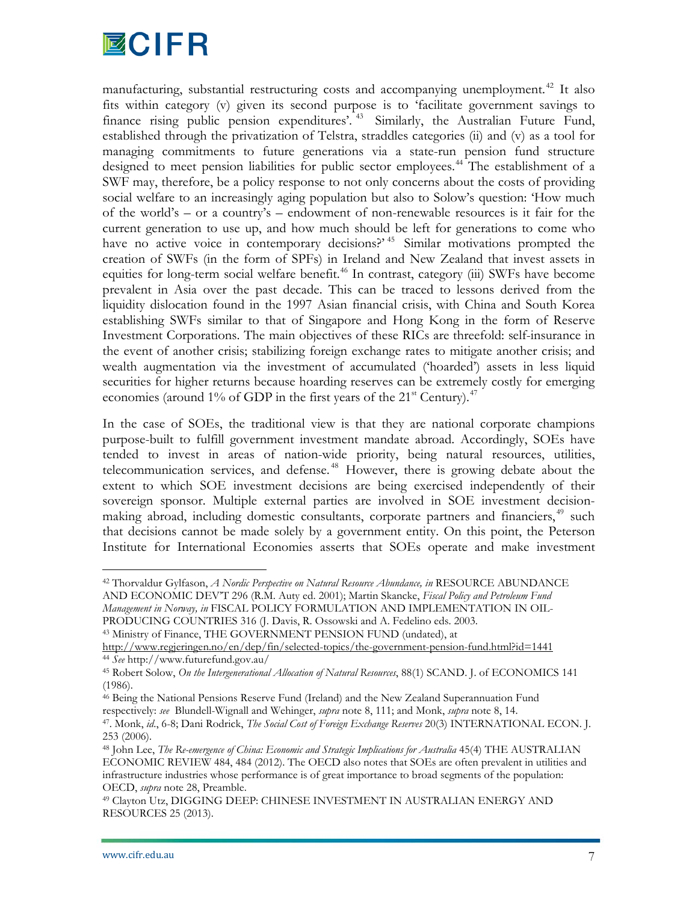manufacturing, substantial restructuring costs and accompanying unemployment.[42] It also fits within category (v) given its second purpose is to 'facilitate government savings to finance rising public pension expenditures'.[43] Similarly, the Australian Future Fund, established through the privatization of Telstra, straddles categories (ii) and (v) as a tool for managing commitments to future generations via a state-run pension fund structure designed to meet pension liabilities for public sector employees.[44] The establishment of a SWF may, therefore, be a policy response to not only concerns about the costs of providing social welfare to an increasingly aging population but also to Solow's question: 'How much of the world's – or a country's – endowment of non-renewable resources is it fair for the current generation to use up, and how much should be left for generations to come who have no active voice in contemporary decisions?'[45] Similar motivations prompted the creation of SWFs (in the form of SPFs) in Ireland and New Zealand that invest assets in equities for long-term social welfare benefit.[46] In contrast, category (iii) SWFs have become prevalent in Asia over the past decade. This can be traced to lessons derived from the liquidity dislocation found in the 1997 Asian financial crisis, with China and South Korea establishing SWFs similar to that of Singapore and Hong Kong in the form of Reserve Investment Corporations. The main objectives of these RICs are threefold: self-insurance in the event of another crisis; stabilizing foreign exchange rates to mitigate another crisis; and wealth augmentation via the investment of accumulated ('hoarded') assets in less liquid securities for higher returns because hoarding reserves can be extremely costly for emerging economies (around 1% of GDP in the first years of the 21st Century).[47]

In the case of SOEs, the traditional view is that they are national corporate champions purpose-built to fulfill government investment mandate abroad. Accordingly, SOEs have tended to invest in areas of nation-wide priority, being natural resources, utilities, telecommunication services, and defense.[48] However, there is growing debate about the extent to which SOE investment decisions are being exercised independently of their sovereign sponsor. Multiple external parties are involved in SOE investment decision-making abroad, including domestic consultants, corporate partners and financiers,[49] such that decisions cannot be made solely by a government entity. On this point, the Peterson Institute for International Economies asserts that SOEs operate and make investment

---

[42] Thorvaldur Gylfason, *A Nordic Perspective on Natural Resource Abundance, in* RESOURCE ABUNDANCE AND ECONOMIC DEV'T 296 (R.M. Auty ed. 2001); Martin Skancke, *Fiscal Policy and Petroleum Fund Management in Norway, in* FISCAL POLICY FORMULATION AND IMPLEMENTATION IN OIL-PRODUCING COUNTRIES 316 (J. Davis, R. Ossowski and A. Fedelino eds. 2003.

[43] Ministry of Finance, THE GOVERNMENT PENSION FUND (undated), at http://www.regjeringen.no/en/dep/fin/selected-topics/the-government-pension-fund.html?id=1441

[44] *See* http://www.futurefund.gov.au/

[45] Robert Solow, *On the Intergenerational Allocation of Natural Resources*, 88(1) SCAND. J. of ECONOMICS 141 (1986).

[46] Being the National Pensions Reserve Fund (Ireland) and the New Zealand Superannuation Fund respectively: *see* Blundell-Wignall and Wehinger, *supra* note 8, 111; and Monk, *supra* note 8, 14.

[47]. Monk, *id.*, 6-8; Dani Rodrick, *The Social Cost of Foreign Exchange Reserves* 20(3) INTERNATIONAL ECON. J. 253 (2006).

[48] John Lee, *The Re-emergence of China: Economic and Strategic Implications for Australia* 45(4) THE AUSTRALIAN ECONOMIC REVIEW 484, 484 (2012). The OECD also notes that SOEs are often prevalent in utilities and infrastructure industries whose performance is of great importance to broad segments of the population: OECD, *supra* note 28, Preamble.

[49] Clayton Utz, DIGGING DEEP: CHINESE INVESTMENT IN AUSTRALIAN ENERGY AND RESOURCES 25 (2013).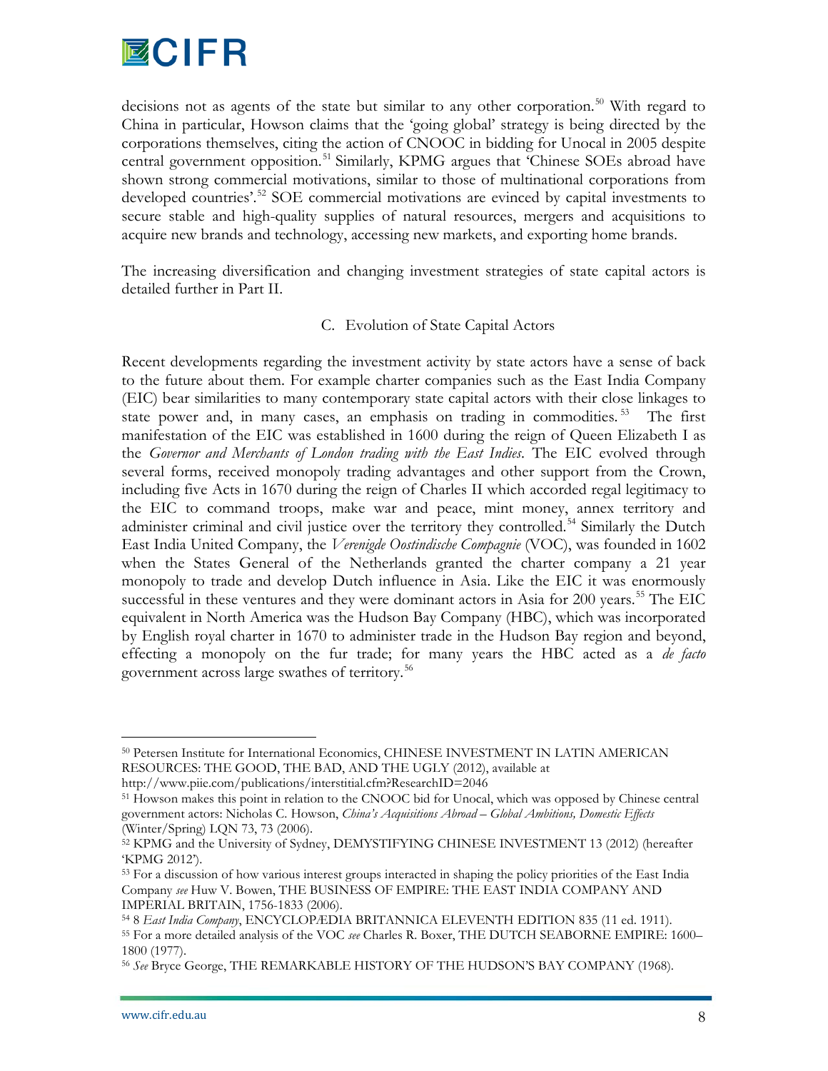decisions not as agents of the state but similar to any other corporation.[50] With regard to China in particular, Howson claims that the 'going global' strategy is being directed by the corporations themselves, citing the action of CNOOC in bidding for Unocal in 2005 despite central government opposition.[51] Similarly, KPMG argues that 'Chinese SOEs abroad have shown strong commercial motivations, similar to those of multinational corporations from developed countries'.[52] SOE commercial motivations are evinced by capital investments to secure stable and high-quality supplies of natural resources, mergers and acquisitions to acquire new brands and technology, accessing new markets, and exporting home brands.

The increasing diversification and changing investment strategies of state capital actors is detailed further in Part II.

### C. Evolution of State Capital Actors

Recent developments regarding the investment activity by state actors have a sense of back to the future about them. For example charter companies such as the East India Company (EIC) bear similarities to many contemporary state capital actors with their close linkages to state power and, in many cases, an emphasis on trading in commodities.[53] The first manifestation of the EIC was established in 1600 during the reign of Queen Elizabeth I as the *Governor and Merchants of London trading with the East Indies*. The EIC evolved through several forms, received monopoly trading advantages and other support from the Crown, including five Acts in 1670 during the reign of Charles II which accorded regal legitimacy to the EIC to command troops, make war and peace, mint money, annex territory and administer criminal and civil justice over the territory they controlled.[54] Similarly the Dutch East India United Company, the *Verenigde Oostindische Compagnie* (VOC), was founded in 1602 when the States General of the Netherlands granted the charter company a 21 year monopoly to trade and develop Dutch influence in Asia. Like the EIC it was enormously successful in these ventures and they were dominant actors in Asia for 200 years.[55] The EIC equivalent in North America was the Hudson Bay Company (HBC), which was incorporated by English royal charter in 1670 to administer trade in the Hudson Bay region and beyond, effecting a monopoly on the fur trade; for many years the HBC acted as a *de facto* government across large swathes of territory.[56]

---

[50] Petersen Institute for International Economics, CHINESE INVESTMENT IN LATIN AMERICAN RESOURCES: THE GOOD, THE BAD, AND THE UGLY (2012), available at http://www.piie.com/publications/interstitial.cfm?ResearchID=2046

[51] Howson makes this point in relation to the CNOOC bid for Unocal, which was opposed by Chinese central government actors: Nicholas C. Howson, *China's Acquisitions Abroad – Global Ambitions, Domestic Effects* (Winter/Spring) LQN 73, 73 (2006).

[52] KPMG and the University of Sydney, DEMYSTIFYING CHINESE INVESTMENT 13 (2012) (hereafter 'KPMG 2012').

[53] For a discussion of how various interest groups interacted in shaping the policy priorities of the East India Company *see* Huw V. Bowen, THE BUSINESS OF EMPIRE: THE EAST INDIA COMPANY AND IMPERIAL BRITAIN, 1756-1833 (2006).

[54] 8 *East India Company*, ENCYCLOPÆDIA BRITANNICA ELEVENTH EDITION 835 (11 ed. 1911).

[55] For a more detailed analysis of the VOC *see* Charles R. Boxer, THE DUTCH SEABORNE EMPIRE: 1600–1800 (1977).

[56] *See* Bryce George, THE REMARKABLE HISTORY OF THE HUDSON'S BAY COMPANY (1968).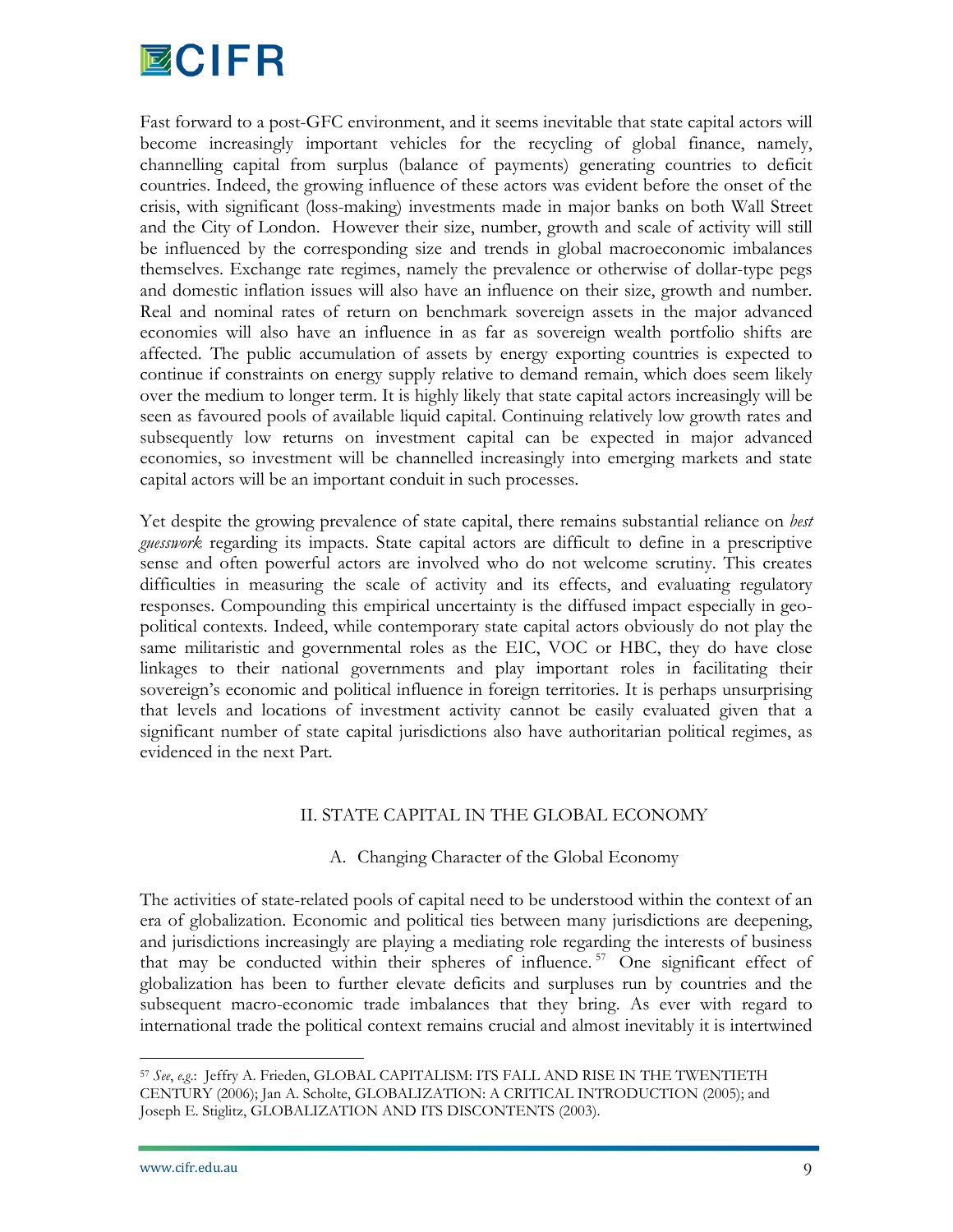Fast forward to a post-GFC environment, and it seems inevitable that state capital actors will become increasingly important vehicles for the recycling of global finance, namely, channelling capital from surplus (balance of payments) generating countries to deficit countries. Indeed, the growing influence of these actors was evident before the onset of the crisis, with significant (loss-making) investments made in major banks on both Wall Street and the City of London. However their size, number, growth and scale of activity will still be influenced by the corresponding size and trends in global macroeconomic imbalances themselves. Exchange rate regimes, namely the prevalence or otherwise of dollar-type pegs and domestic inflation issues will also have an influence on their size, growth and number. Real and nominal rates of return on benchmark sovereign assets in the major advanced economies will also have an influence in as far as sovereign wealth portfolio shifts are affected. The public accumulation of assets by energy exporting countries is expected to continue if constraints on energy supply relative to demand remain, which does seem likely over the medium to longer term. It is highly likely that state capital actors increasingly will be seen as favoured pools of available liquid capital. Continuing relatively low growth rates and subsequently low returns on investment capital can be expected in major advanced economies, so investment will be channelled increasingly into emerging markets and state capital actors will be an important conduit in such processes.

Yet despite the growing prevalence of state capital, there remains substantial reliance on *best guesswork* regarding its impacts. State capital actors are difficult to define in a prescriptive sense and often powerful actors are involved who do not welcome scrutiny. This creates difficulties in measuring the scale of activity and its effects, and evaluating regulatory responses. Compounding this empirical uncertainty is the diffused impact especially in geo-political contexts. Indeed, while contemporary state capital actors obviously do not play the same militaristic and governmental roles as the EIC, VOC or HBC, they do have close linkages to their national governments and play important roles in facilitating their sovereign's economic and political influence in foreign territories. It is perhaps unsurprising that levels and locations of investment activity cannot be easily evaluated given that a significant number of state capital jurisdictions also have authoritarian political regimes, as evidenced in the next Part.

## II. STATE CAPITAL IN THE GLOBAL ECONOMY

### A. Changing Character of the Global Economy

The activities of state-related pools of capital need to be understood within the context of an era of globalization. Economic and political ties between many jurisdictions are deepening, and jurisdictions increasingly are playing a mediating role regarding the interests of business that may be conducted within their spheres of influence.[57] One significant effect of globalization has been to further elevate deficits and surpluses run by countries and the subsequent macro-economic trade imbalances that they bring. As ever with regard to international trade the political context remains crucial and almost inevitably it is intertwined

---

[57] *See*, *e.g.*: Jeffry A. Frieden, GLOBAL CAPITALISM: ITS FALL AND RISE IN THE TWENTIETH CENTURY (2006); Jan A. Scholte, GLOBALIZATION: A CRITICAL INTRODUCTION (2005); and Joseph E. Stiglitz, GLOBALIZATION AND ITS DISCONTENTS (2003).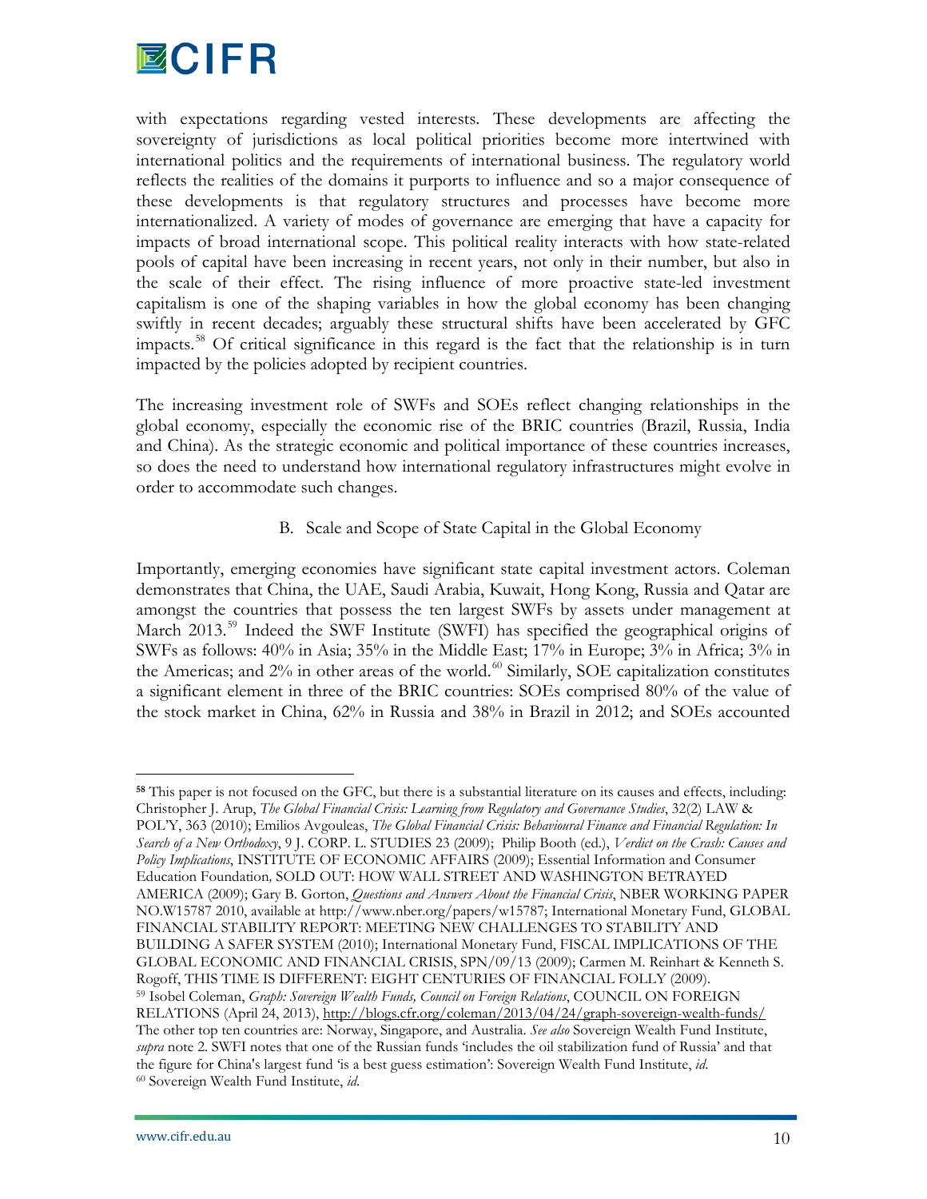with expectations regarding vested interests. These developments are affecting the sovereignty of jurisdictions as local political priorities become more intertwined with international politics and the requirements of international business. The regulatory world reflects the realities of the domains it purports to influence and so a major consequence of these developments is that regulatory structures and processes have become more internationalized. A variety of modes of governance are emerging that have a capacity for impacts of broad international scope. This political reality interacts with how state-related pools of capital have been increasing in recent years, not only in their number, but also in the scale of their effect. The rising influence of more proactive state-led investment capitalism is one of the shaping variables in how the global economy has been changing swiftly in recent decades; arguably these structural shifts have been accelerated by GFC impacts.[58] Of critical significance in this regard is the fact that the relationship is in turn impacted by the policies adopted by recipient countries.

The increasing investment role of SWFs and SOEs reflect changing relationships in the global economy, especially the economic rise of the BRIC countries (Brazil, Russia, India and China). As the strategic economic and political importance of these countries increases, so does the need to understand how international regulatory infrastructures might evolve in order to accommodate such changes.

### B. Scale and Scope of State Capital in the Global Economy

Importantly, emerging economies have significant state capital investment actors. Coleman demonstrates that China, the UAE, Saudi Arabia, Kuwait, Hong Kong, Russia and Qatar are amongst the countries that possess the ten largest SWFs by assets under management at March 2013.[59] Indeed the SWF Institute (SWFI) has specified the geographical origins of SWFs as follows: 40% in Asia; 35% in the Middle East; 17% in Europe; 3% in Africa; 3% in the Americas; and 2% in other areas of the world.[60] Similarly, SOE capitalization constitutes a significant element in three of the BRIC countries: SOEs comprised 80% of the value of the stock market in China, 62% in Russia and 38% in Brazil in 2012; and SOEs accounted

---

**58** This paper is not focused on the GFC, but there is a substantial literature on its causes and effects, including: Christopher J. Arup, *The Global Financial Crisis: Learning from Regulatory and Governance Studies*, 32(2) LAW & POL'Y, 363 (2010); Emilios Avgouleas, *The Global Financial Crisis: Behavioural Finance and Financial Regulation: In Search of a New Orthodoxy*, 9 J. CORP. L. STUDIES 23 (2009); Philip Booth (ed.), *Verdict on the Crash: Causes and Policy Implications*, INSTITUTE OF ECONOMIC AFFAIRS (2009); Essential Information and Consumer Education Foundation*,* SOLD OUT: HOW WALL STREET AND WASHINGTON BETRAYED AMERICA (2009); Gary B. Gorton, *Questions and Answers About the Financial Crisis*, NBER WORKING PAPER NO.W15787 2010, available at http://www.nber.org/papers/w15787; International Monetary Fund, GLOBAL FINANCIAL STABILITY REPORT: MEETING NEW CHALLENGES TO STABILITY AND BUILDING A SAFER SYSTEM (2010); International Monetary Fund, FISCAL IMPLICATIONS OF THE GLOBAL ECONOMIC AND FINANCIAL CRISIS, SPN/09/13 (2009); Carmen M. Reinhart & Kenneth S. Rogoff, THIS TIME IS DIFFERENT: EIGHT CENTURIES OF FINANCIAL FOLLY (2009).

59 Isobel Coleman, *Graph: Sovereign Wealth Funds, Council on Foreign Relations*, COUNCIL ON FOREIGN RELATIONS (April 24, 2013), http://blogs.cfr.org/coleman/2013/04/24/graph-sovereign-wealth-funds/ The other top ten countries are: Norway, Singapore, and Australia. *See also* Sovereign Wealth Fund Institute, *supra* note 2. SWFI notes that one of the Russian funds 'includes the oil stabilization fund of Russia' and that the figure for China's largest fund 'is a best guess estimation': Sovereign Wealth Fund Institute, *id*.

60 Sovereign Wealth Fund Institute, *id*.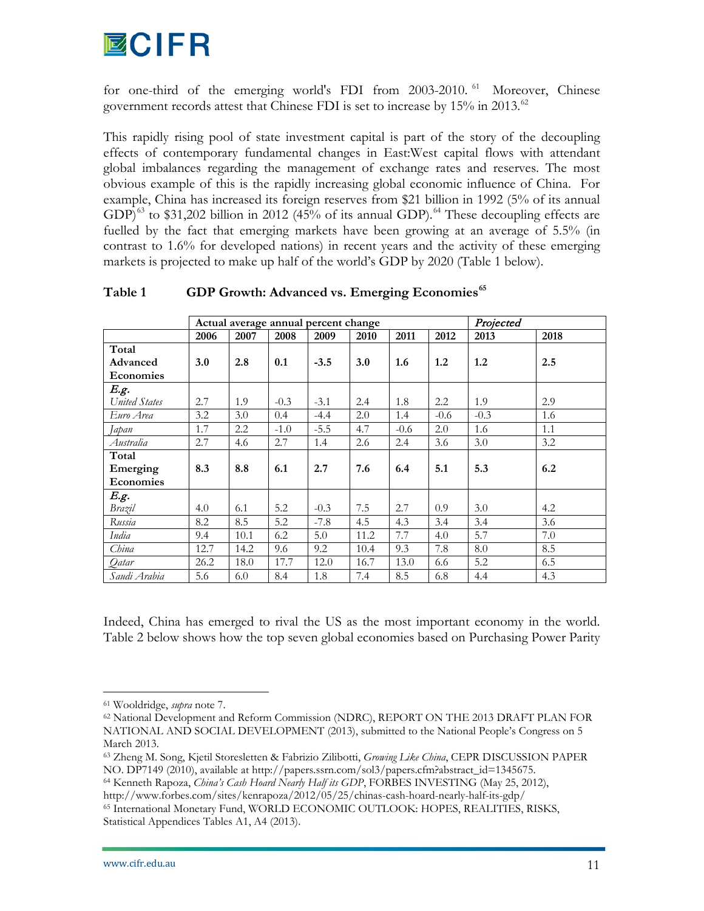for one-third of the emerging world's FDI from 2003-2010.[61] Moreover, Chinese government records attest that Chinese FDI is set to increase by 15% in 2013.[62]

This rapidly rising pool of state investment capital is part of the story of the decoupling effects of contemporary fundamental changes in East:West capital flows with attendant global imbalances regarding the management of exchange rates and reserves. The most obvious example of this is the rapidly increasing global economic influence of China. For example, China has increased its foreign reserves from $21 billion in 1992 (5% of its annual GDP)[63] to $31,202 billion in 2012 (45% of its annual GDP).[64] These decoupling effects are fuelled by the fact that emerging markets have been growing at an average of 5.5% (in contrast to 1.6% for developed nations) in recent years and the activity of these emerging markets is projected to make up half of the world's GDP by 2020 (Table 1 below).

**Table 1 GDP Growth: Advanced vs. Emerging Economies**[65]

| | Actual average annual percent change | | | | | | | *Projected* | |
|---|---|---|---|---|---|---|---|---|---|
| | **2006** | **2007** | **2008** | **2009** | **2010** | **2011** | **2012** | **2013** | **2018** |
| **Total Advanced Economies** | **3.0** | **2.8** | **0.1** | **-3.5** | **3.0** | **1.6** | **1.2** | **1.2** | **2.5** |
| ***E.g.*** *United States* | 2.7 | 1.9 | -0.3 | -3.1 | 2.4 | 1.8 | 2.2 | 1.9 | 2.9 |
| *Euro Area* | 3.2 | 3.0 | 0.4 | -4.4 | 2.0 | 1.4 | -0.6 | -0.3 | 1.6 |
| *Japan* | 1.7 | 2.2 | -1.0 | -5.5 | 4.7 | -0.6 | 2.0 | 1.6 | 1.1 |
| *Australia* | 2.7 | 4.6 | 2.7 | 1.4 | 2.6 | 2.4 | 3.6 | 3.0 | 3.2 |
| **Total Emerging Economies** | **8.3** | **8.8** | **6.1** | **2.7** | **7.6** | **6.4** | **5.1** | **5.3** | **6.2** |
| ***E.g.*** *Brazil* | 4.0 | 6.1 | 5.2 | -0.3 | 7.5 | 2.7 | 0.9 | 3.0 | 4.2 |
| *Russia* | 8.2 | 8.5 | 5.2 | -7.8 | 4.5 | 4.3 | 3.4 | 3.4 | 3.6 |
| *India* | 9.4 | 10.1 | 6.2 | 5.0 | 11.2 | 7.7 | 4.0 | 5.7 | 7.0 |
| *China* | 12.7 | 14.2 | 9.6 | 9.2 | 10.4 | 9.3 | 7.8 | 8.0 | 8.5 |
| *Qatar* | 26.2 | 18.0 | 17.7 | 12.0 | 16.7 | 13.0 | 6.6 | 5.2 | 6.5 |
| *Saudi Arabia* | 5.6 | 6.0 | 8.4 | 1.8 | 7.4 | 8.5 | 6.8 | 4.4 | 4.3 |

Indeed, China has emerged to rival the US as the most important economy in the world. Table 2 below shows how the top seven global economies based on Purchasing Power Parity

---

[61] Wooldridge, *supra* note 7.

[62] National Development and Reform Commission (NDRC), REPORT ON THE 2013 DRAFT PLAN FOR NATIONAL AND SOCIAL DEVELOPMENT (2013), submitted to the National People's Congress on 5 March 2013.

[63] Zheng M. Song, Kjetil Storesletten & Fabrizio Zilibotti, *Growing Like China*, CEPR DISCUSSION PAPER NO. DP7149 (2010), available at http://papers.ssrn.com/sol3/papers.cfm?abstract_id=1345675.

[64] Kenneth Rapoza, *China's Cash Hoard Nearly Half its GDP*, FORBES INVESTING (May 25, 2012), http://www.forbes.com/sites/kenrapoza/2012/05/25/chinas-cash-hoard-nearly-half-its-gdp/

[65] International Monetary Fund, WORLD ECONOMIC OUTLOOK: HOPES, REALITIES, RISKS, Statistical Appendices Tables A1, A4 (2013).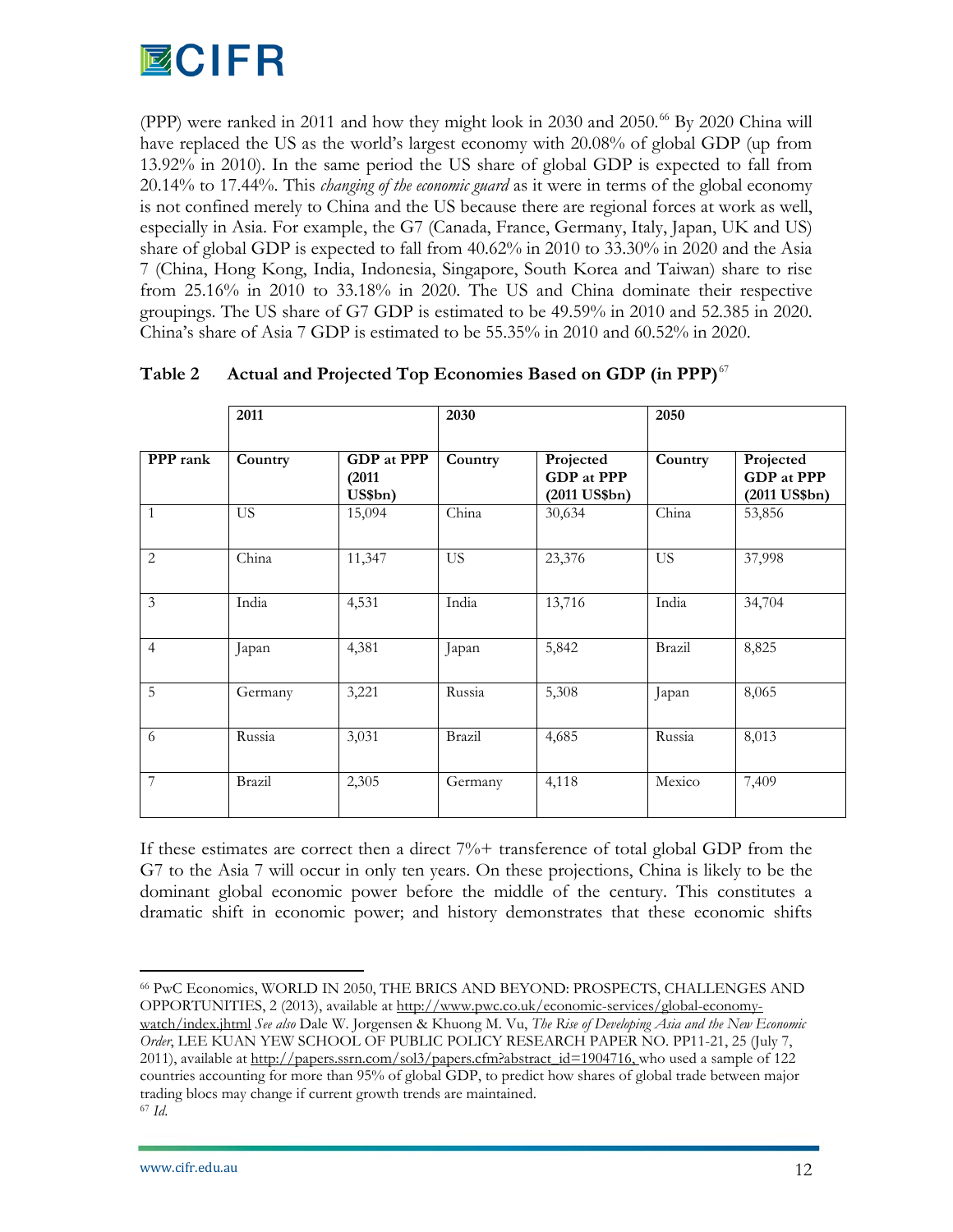(PPP) were ranked in 2011 and how they might look in 2030 and 2050.[66] By 2020 China will have replaced the US as the world's largest economy with 20.08% of global GDP (up from 13.92% in 2010). In the same period the US share of global GDP is expected to fall from 20.14% to 17.44%. This *changing of the economic guard* as it were in terms of the global economy is not confined merely to China and the US because there are regional forces at work as well, especially in Asia. For example, the G7 (Canada, France, Germany, Italy, Japan, UK and US) share of global GDP is expected to fall from 40.62% in 2010 to 33.30% in 2020 and the Asia 7 (China, Hong Kong, India, Indonesia, Singapore, South Korea and Taiwan) share to rise from 25.16% in 2010 to 33.18% in 2020. The US and China dominate their respective groupings. The US share of G7 GDP is estimated to be 49.59% in 2010 and 52.385 in 2020. China's share of Asia 7 GDP is estimated to be 55.35% in 2010 and 60.52% in 2020.

**Table 2 Actual and Projected Top Economies Based on GDP (in PPP)**[67]

| | 2011 | | 2030 | | 2050 | |
|---|---|---|---|---|---|---|
| **PPP rank** | **Country** | **GDP at PPP (2011 US$bn)** | **Country** | **Projected GDP at PPP (2011 US$bn)** | **Country** | **Projected GDP at PPP (2011 US$bn)** |
| 1 | US | 15,094 | China | 30,634 | China | 53,856 |
| 2 | China | 11,347 | US | 23,376 | US | 37,998 |
| 3 | India | 4,531 | India | 13,716 | India | 34,704 |
| 4 | Japan | 4,381 | Japan | 5,842 | Brazil | 8,825 |
| 5 | Germany | 3,221 | Russia | 5,308 | Japan | 8,065 |
| 6 | Russia | 3,031 | Brazil | 4,685 | Russia | 8,013 |
| 7 | Brazil | 2,305 | Germany | 4,118 | Mexico | 7,409 |

If these estimates are correct then a direct 7%+ transference of total global GDP from the G7 to the Asia 7 will occur in only ten years. On these projections, China is likely to be the dominant global economic power before the middle of the century. This constitutes a dramatic shift in economic power; and history demonstrates that these economic shifts

---

[66] PwC Economics, WORLD IN 2050, THE BRICS AND BEYOND: PROSPECTS, CHALLENGES AND OPPORTUNITIES, 2 (2013), available at http://www.pwc.co.uk/economic-services/global-economy-watch/index.jhtml *See also* Dale W. Jorgensen & Khuong M. Vu, *The Rise of Developing Asia and the New Economic Order*, LEE KUAN YEW SCHOOL OF PUBLIC POLICY RESEARCH PAPER NO. PP11-21, 25 (July 7, 2011), available at http://papers.ssrn.com/sol3/papers.cfm?abstract_id=1904716, who used a sample of 122 countries accounting for more than 95% of global GDP, to predict how shares of global trade between major trading blocs may change if current growth trends are maintained.

[67] *Id.*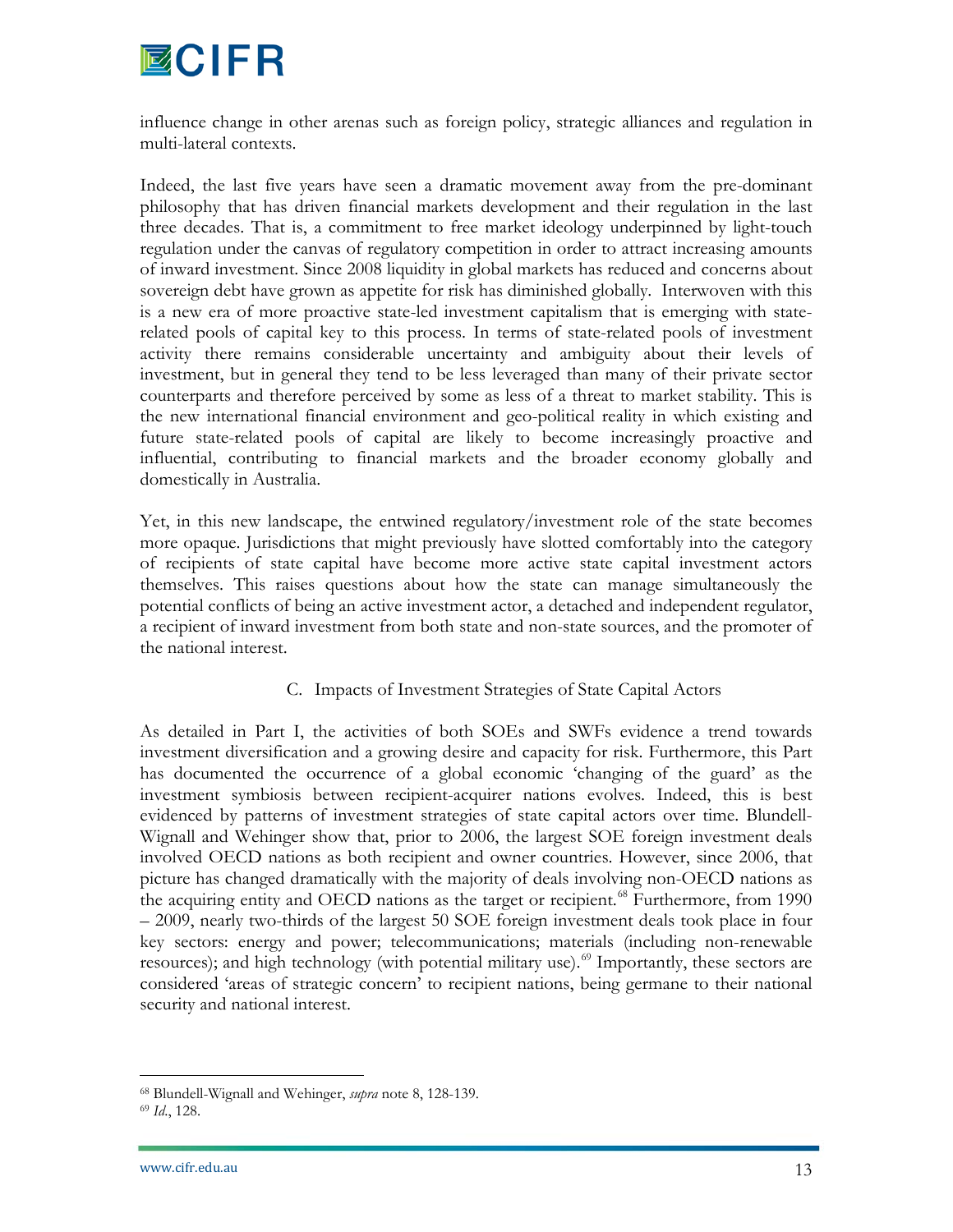influence change in other arenas such as foreign policy, strategic alliances and regulation in multi-lateral contexts.

Indeed, the last five years have seen a dramatic movement away from the pre-dominant philosophy that has driven financial markets development and their regulation in the last three decades. That is, a commitment to free market ideology underpinned by light-touch regulation under the canvas of regulatory competition in order to attract increasing amounts of inward investment. Since 2008 liquidity in global markets has reduced and concerns about sovereign debt have grown as appetite for risk has diminished globally. Interwoven with this is a new era of more proactive state-led investment capitalism that is emerging with state-related pools of capital key to this process. In terms of state-related pools of investment activity there remains considerable uncertainty and ambiguity about their levels of investment, but in general they tend to be less leveraged than many of their private sector counterparts and therefore perceived by some as less of a threat to market stability. This is the new international financial environment and geo-political reality in which existing and future state-related pools of capital are likely to become increasingly proactive and influential, contributing to financial markets and the broader economy globally and domestically in Australia.

Yet, in this new landscape, the entwined regulatory/investment role of the state becomes more opaque. Jurisdictions that might previously have slotted comfortably into the category of recipients of state capital have become more active state capital investment actors themselves. This raises questions about how the state can manage simultaneously the potential conflicts of being an active investment actor, a detached and independent regulator, a recipient of inward investment from both state and non-state sources, and the promoter of the national interest.

### C. Impacts of Investment Strategies of State Capital Actors

As detailed in Part I, the activities of both SOEs and SWFs evidence a trend towards investment diversification and a growing desire and capacity for risk. Furthermore, this Part has documented the occurrence of a global economic 'changing of the guard' as the investment symbiosis between recipient-acquirer nations evolves. Indeed, this is best evidenced by patterns of investment strategies of state capital actors over time. Blundell-Wignall and Wehinger show that, prior to 2006, the largest SOE foreign investment deals involved OECD nations as both recipient and owner countries. However, since 2006, that picture has changed dramatically with the majority of deals involving non-OECD nations as the acquiring entity and OECD nations as the target or recipient.[68] Furthermore, from 1990 – 2009, nearly two-thirds of the largest 50 SOE foreign investment deals took place in four key sectors: energy and power; telecommunications; materials (including non-renewable resources); and high technology (with potential military use).[69] Importantly, these sectors are considered 'areas of strategic concern' to recipient nations, being germane to their national security and national interest.

---

[68] Blundell-Wignall and Wehinger, *supra* note 8, 128-139.

[69] *Id.*, 128.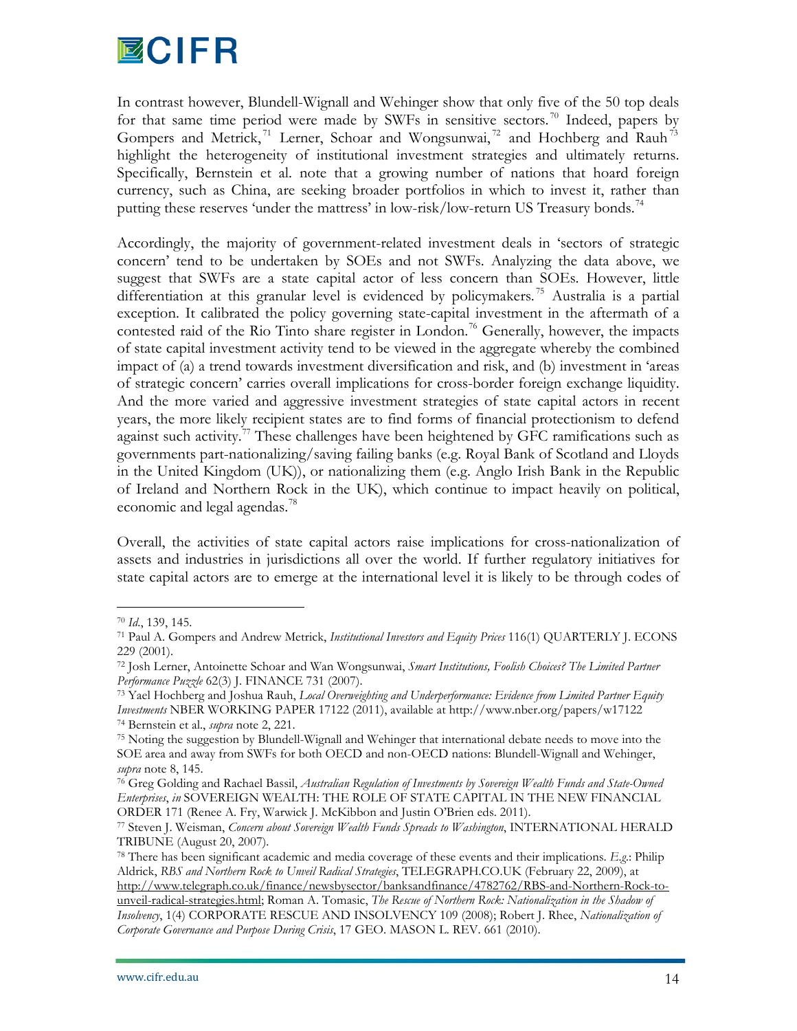In contrast however, Blundell-Wignall and Wehinger show that only five of the 50 top deals for that same time period were made by SWFs in sensitive sectors.[70] Indeed, papers by Gompers and Metrick,[71] Lerner, Schoar and Wongsunwai,[72] and Hochberg and Rauh[73] highlight the heterogeneity of institutional investment strategies and ultimately returns. Specifically, Bernstein et al. note that a growing number of nations that hoard foreign currency, such as China, are seeking broader portfolios in which to invest it, rather than putting these reserves 'under the mattress' in low-risk/low-return US Treasury bonds.[74]

Accordingly, the majority of government-related investment deals in 'sectors of strategic concern' tend to be undertaken by SOEs and not SWFs. Analyzing the data above, we suggest that SWFs are a state capital actor of less concern than SOEs. However, little differentiation at this granular level is evidenced by policymakers.[75] Australia is a partial exception. It calibrated the policy governing state-capital investment in the aftermath of a contested raid of the Rio Tinto share register in London.[76] Generally, however, the impacts of state capital investment activity tend to be viewed in the aggregate whereby the combined impact of (a) a trend towards investment diversification and risk, and (b) investment in 'areas of strategic concern' carries overall implications for cross-border foreign exchange liquidity. And the more varied and aggressive investment strategies of state capital actors in recent years, the more likely recipient states are to find forms of financial protectionism to defend against such activity.[77] These challenges have been heightened by GFC ramifications such as governments part-nationalizing/saving failing banks (e.g. Royal Bank of Scotland and Lloyds in the United Kingdom (UK)), or nationalizing them (e.g. Anglo Irish Bank in the Republic of Ireland and Northern Rock in the UK), which continue to impact heavily on political, economic and legal agendas.[78]

Overall, the activities of state capital actors raise implications for cross-nationalization of assets and industries in jurisdictions all over the world. If further regulatory initiatives for state capital actors are to emerge at the international level it is likely to be through codes of

---

[70] *Id.*, 139, 145.

[71] Paul A. Gompers and Andrew Metrick, *Institutional Investors and Equity Prices* 116(1) QUARTERLY J. ECONS 229 (2001).

[72] Josh Lerner, Antoinette Schoar and Wan Wongsunwai, *Smart Institutions, Foolish Choices? The Limited Partner Performance Puzzle* 62(3) J. FINANCE 731 (2007).

[73] Yael Hochberg and Joshua Rauh, *Local Overweighting and Underperformance: Evidence from Limited Partner Equity Investments* NBER WORKING PAPER 17122 (2011), available at http://www.nber.org/papers/w17122

[74] Bernstein et al., *supra* note 2, 221.

[75] Noting the suggestion by Blundell-Wignall and Wehinger that international debate needs to move into the SOE area and away from SWFs for both OECD and non-OECD nations: Blundell-Wignall and Wehinger, *supra* note 8, 145.

[76] Greg Golding and Rachael Bassil, *Australian Regulation of Investments by Sovereign Wealth Funds and State-Owned Enterprises*, *in* SOVEREIGN WEALTH: THE ROLE OF STATE CAPITAL IN THE NEW FINANCIAL ORDER 171 (Renee A. Fry, Warwick J. McKibbon and Justin O'Brien eds. 2011).

[77] Steven J. Weisman, *Concern about Sovereign Wealth Funds Spreads to Washington*, INTERNATIONAL HERALD TRIBUNE (August 20, 2007).

[78] There has been significant academic and media coverage of these events and their implications. *E.g.*: Philip Aldrick, *RBS and Northern Rock to Unveil Radical Strategies*, TELEGRAPH.CO.UK (February 22, 2009), at http://www.telegraph.co.uk/finance/newsbysector/banksandfinance/4782762/RBS-and-Northern-Rock-to-unveil-radical-strategies.html; Roman A. Tomasic, *The Rescue of Northern Rock: Nationalization in the Shadow of Insolvency*, 1(4) CORPORATE RESCUE AND INSOLVENCY 109 (2008); Robert J. Rhee, *Nationalization of Corporate Governance and Purpose During Crisis*, 17 GEO. MASON L. REV. 661 (2010).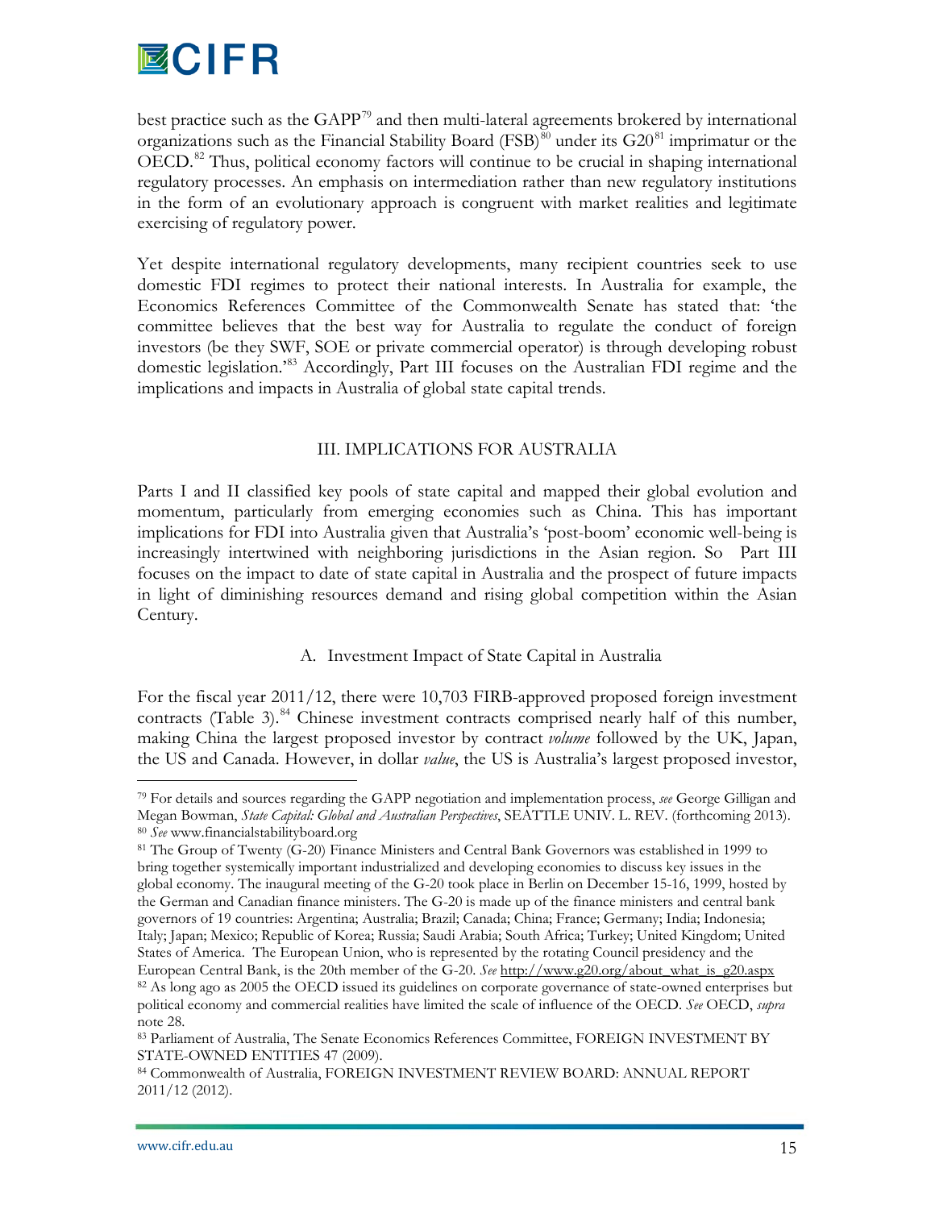best practice such as the GAPP[79] and then multi-lateral agreements brokered by international organizations such as the Financial Stability Board (FSB)[80] under its G20[81] imprimatur or the OECD.[82] Thus, political economy factors will continue to be crucial in shaping international regulatory processes. An emphasis on intermediation rather than new regulatory institutions in the form of an evolutionary approach is congruent with market realities and legitimate exercising of regulatory power.

Yet despite international regulatory developments, many recipient countries seek to use domestic FDI regimes to protect their national interests. In Australia for example, the Economics References Committee of the Commonwealth Senate has stated that: 'the committee believes that the best way for Australia to regulate the conduct of foreign investors (be they SWF, SOE or private commercial operator) is through developing robust domestic legislation.'[83] Accordingly, Part III focuses on the Australian FDI regime and the implications and impacts in Australia of global state capital trends.

## III. IMPLICATIONS FOR AUSTRALIA

Parts I and II classified key pools of state capital and mapped their global evolution and momentum, particularly from emerging economies such as China. This has important implications for FDI into Australia given that Australia's 'post-boom' economic well-being is increasingly intertwined with neighboring jurisdictions in the Asian region. So Part III focuses on the impact to date of state capital in Australia and the prospect of future impacts in light of diminishing resources demand and rising global competition within the Asian Century.

### A. Investment Impact of State Capital in Australia

For the fiscal year 2011/12, there were 10,703 FIRB-approved proposed foreign investment contracts (Table 3).[84] Chinese investment contracts comprised nearly half of this number, making China the largest proposed investor by contract *volume* followed by the UK, Japan, the US and Canada. However, in dollar *value*, the US is Australia's largest proposed investor,

---

[79] For details and sources regarding the GAPP negotiation and implementation process, *see* George Gilligan and Megan Bowman, *State Capital: Global and Australian Perspectives*, SEATTLE UNIV. L. REV. (forthcoming 2013).

[80] *See* www.financialstabilityboard.org

[81] The Group of Twenty (G-20) Finance Ministers and Central Bank Governors was established in 1999 to bring together systemically important industrialized and developing economies to discuss key issues in the global economy. The inaugural meeting of the G-20 took place in Berlin on December 15-16, 1999, hosted by the German and Canadian finance ministers. The G-20 is made up of the finance ministers and central bank governors of 19 countries: Argentina; Australia; Brazil; Canada; China; France; Germany; India; Indonesia; Italy; Japan; Mexico; Republic of Korea; Russia; Saudi Arabia; South Africa; Turkey; United Kingdom; United States of America. The European Union, who is represented by the rotating Council presidency and the European Central Bank, is the 20th member of the G-20. *See* http://www.g20.org/about_what_is_g20.aspx

[82] As long ago as 2005 the OECD issued its guidelines on corporate governance of state-owned enterprises but political economy and commercial realities have limited the scale of influence of the OECD. *See* OECD, *supra* note 28.

[83] Parliament of Australia, The Senate Economics References Committee, FOREIGN INVESTMENT BY STATE-OWNED ENTITIES 47 (2009).

[84] Commonwealth of Australia, FOREIGN INVESTMENT REVIEW BOARD: ANNUAL REPORT 2011/12 (2012).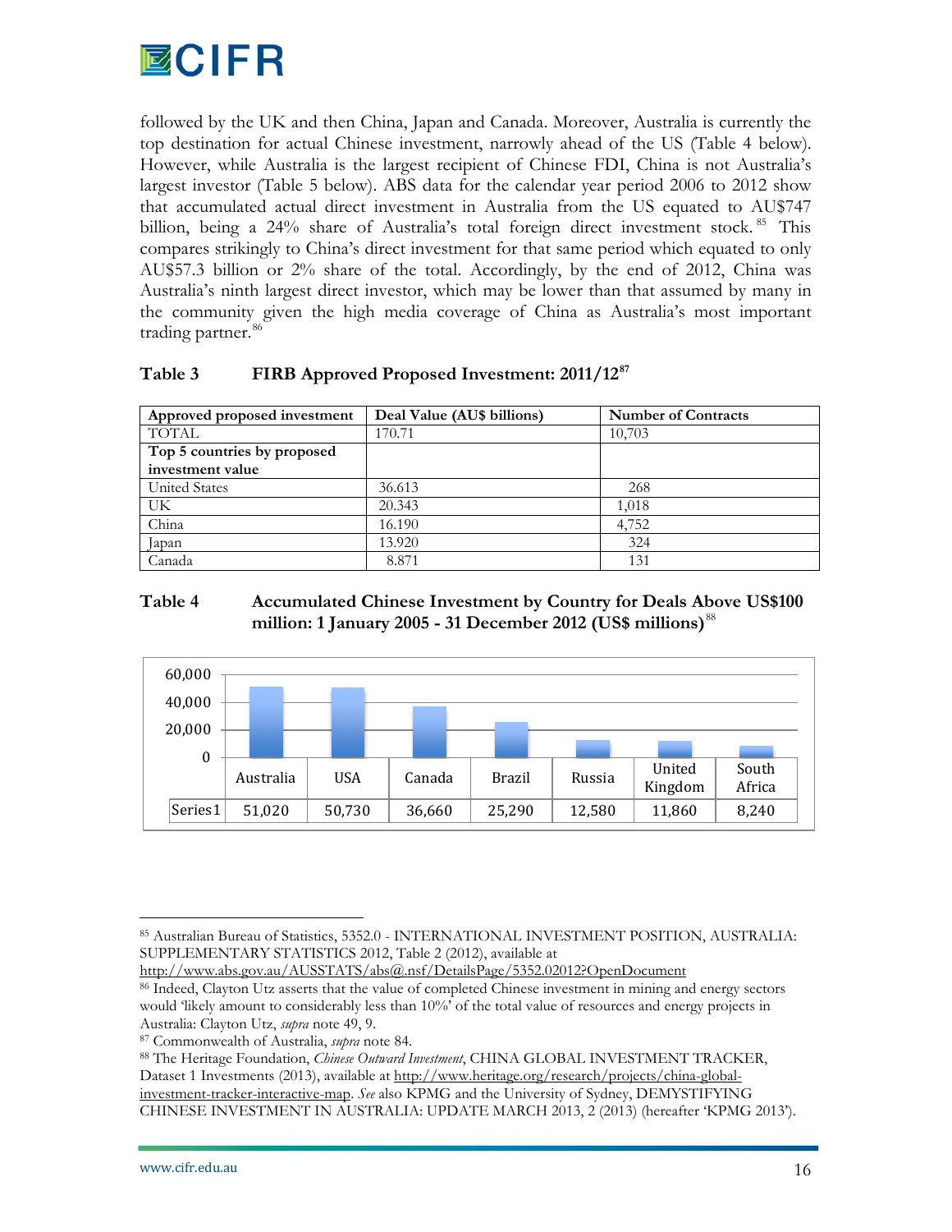followed by the UK and then China, Japan and Canada. Moreover, Australia is currently the top destination for actual Chinese investment, narrowly ahead of the US (Table 4 below). However, while Australia is the largest recipient of Chinese FDI, China is not Australia's largest investor (Table 5 below). ABS data for the calendar year period 2006 to 2012 show that accumulated actual direct investment in Australia from the US equated to AU$747 billion, being a 24% share of Australia's total foreign direct investment stock.[85] This compares strikingly to China's direct investment for that same period which equated to only AU$57.3 billion or 2% share of the total. Accordingly, by the end of 2012, China was Australia's ninth largest direct investor, which may be lower than that assumed by many in the community given the high media coverage of China as Australia's most important trading partner.[86]

**Table 3 FIRB Approved Proposed Investment: 2011/12[87]**

| Approved proposed investment | Deal Value (AU$ billions) | Number of Contracts |
|---|---|---|
| TOTAL | 170.71 | 10,703 |
| **Top 5 countries by proposed investment value** | | |
| United States | 36.613 | 268 |
| UK | 20.343 | 1,018 |
| China | 16.190 | 4,752 |
| Japan | 13.920 | 324 |
| Canada | 8.871 | 131 |

**Table 4 Accumulated Chinese Investment by Country for Deals Above US$100 million: 1 January 2005 - 31 December 2012 (US$ millions)[88]**

| | Australia | USA | Canada | Brazil | Russia | United Kingdom | South Africa |
|---|---|---|---|---|---|---|---|
| Series1 | 51,020 | 50,730 | 36,660 | 25,290 | 12,580 | 11,860 | 8,240 |

---

[85] Australian Bureau of Statistics, 5352.0 - INTERNATIONAL INVESTMENT POSITION, AUSTRALIA: SUPPLEMENTARY STATISTICS 2012, Table 2 (2012), available at http://www.abs.gov.au/AUSSTATS/abs@.nsf/DetailsPage/5352.02012?OpenDocument

[86] Indeed, Clayton Utz asserts that the value of completed Chinese investment in mining and energy sectors would 'likely amount to considerably less than 10%' of the total value of resources and energy projects in Australia: Clayton Utz, *supra* note 49, 9.

[87] Commonwealth of Australia, *supra* note 84.

[88] The Heritage Foundation, *Chinese Outward Investment*, CHINA GLOBAL INVESTMENT TRACKER, Dataset 1 Investments (2013), available at http://www.heritage.org/research/projects/china-global-investment-tracker-interactive-map. *See* also KPMG and the University of Sydney, DEMYSTIFYING CHINESE INVESTMENT IN AUSTRALIA: UPDATE MARCH 2013, 2 (2013) (hereafter 'KPMG 2013').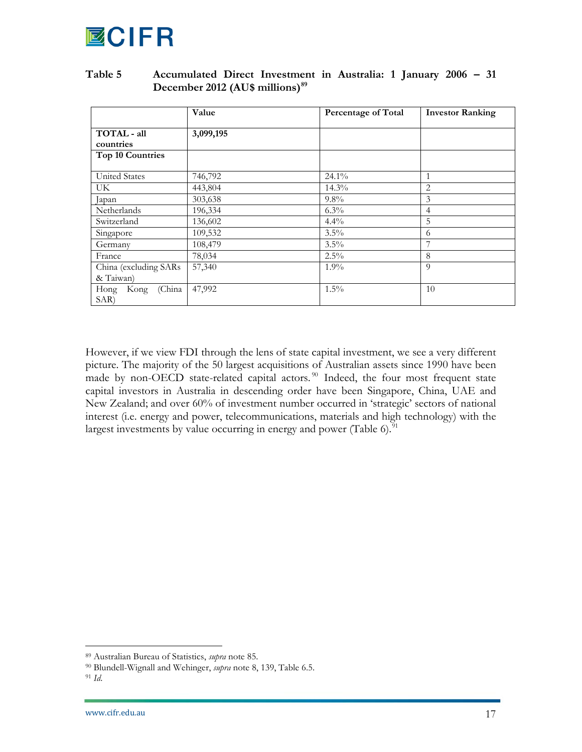**Table 5 Accumulated Direct Investment in Australia: 1 January 2006 – 31 December 2012 (AU$ millions)[89]**

| | Value | Percentage of Total | Investor Ranking |
|---|---|---|---|
| **TOTAL - all countries** | **3,099,195** | | |
| **Top 10 Countries** | | | |
| United States | 746,792 | 24.1% | 1 |
| UK | 443,804 | 14.3% | 2 |
| Japan | 303,638 | 9.8% | 3 |
| Netherlands | 196,334 | 6.3% | 4 |
| Switzerland | 136,602 | 4.4% | 5 |
| Singapore | 109,532 | 3.5% | 6 |
| Germany | 108,479 | 3.5% | 7 |
| France | 78,034 | 2.5% | 8 |
| China (excluding SARs & Taiwan) | 57,340 | 1.9% | 9 |
| Hong Kong (China SAR) | 47,992 | 1.5% | 10 |

However, if we view FDI through the lens of state capital investment, we see a very different picture. The majority of the 50 largest acquisitions of Australian assets since 1990 have been made by non-OECD state-related capital actors.[90] Indeed, the four most frequent state capital investors in Australia in descending order have been Singapore, China, UAE and New Zealand; and over 60% of investment number occurred in 'strategic' sectors of national interest (i.e. energy and power, telecommunications, materials and high technology) with the largest investments by value occurring in energy and power (Table 6).[91]

---

[89] Australian Bureau of Statistics, *supra* note 85.

[90] Blundell-Wignall and Wehinger, *supra* note 8, 139, Table 6.5.

[91] *Id.*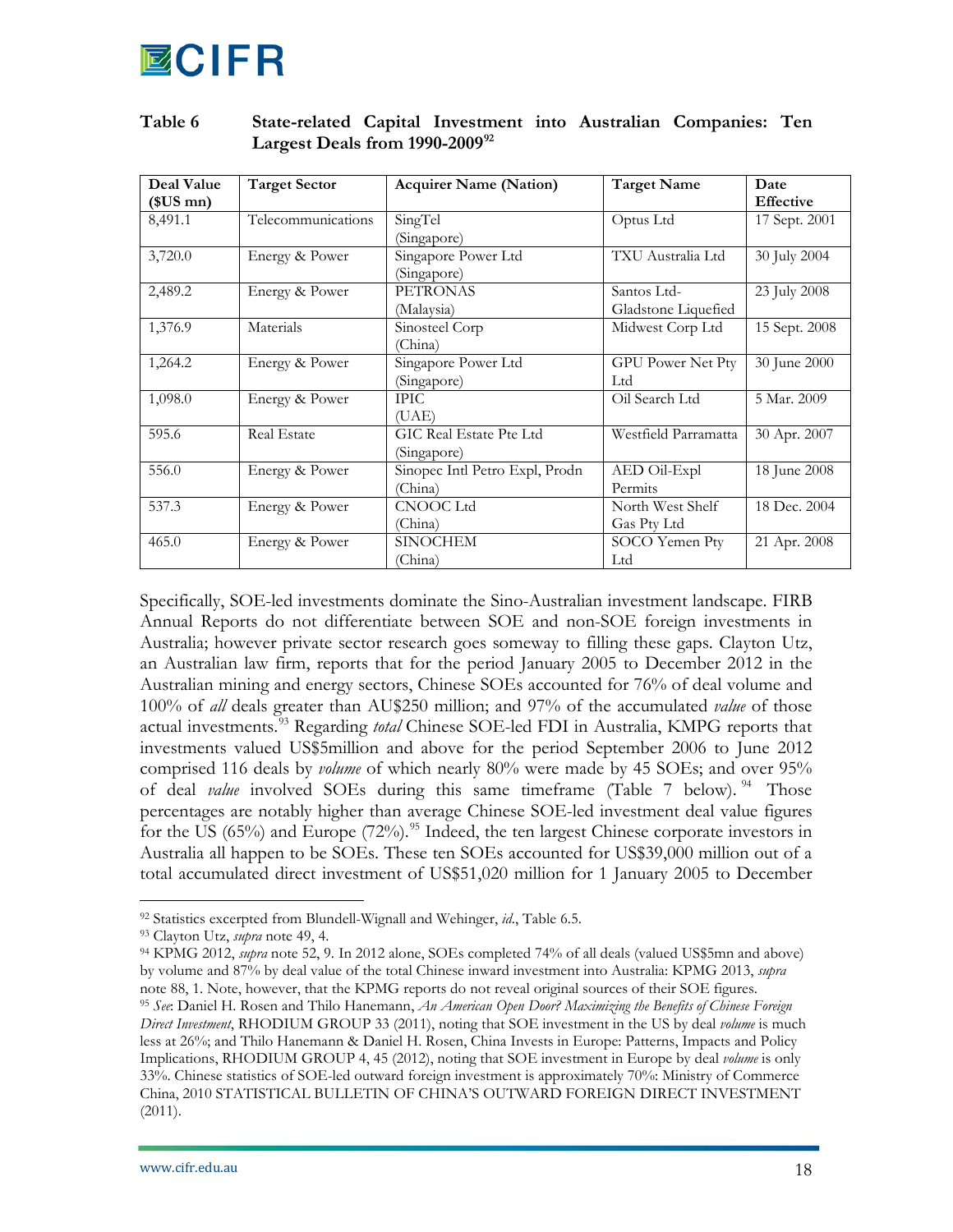**Table 6 State-related Capital Investment into Australian Companies: Ten Largest Deals from 1990-2009**[92]

| Deal Value ($US mn) | Target Sector | Acquirer Name (Nation) | Target Name | Date Effective |
|---|---|---|---|---|
| 8,491.1 | Telecommunications | SingTel (Singapore) | Optus Ltd | 17 Sept. 2001 |
| 3,720.0 | Energy & Power | Singapore Power Ltd (Singapore) | TXU Australia Ltd | 30 July 2004 |
| 2,489.2 | Energy & Power | PETRONAS (Malaysia) | Santos Ltd-Gladstone Liquefied | 23 July 2008 |
| 1,376.9 | Materials | Sinosteel Corp (China) | Midwest Corp Ltd | 15 Sept. 2008 |
| 1,264.2 | Energy & Power | Singapore Power Ltd (Singapore) | GPU Power Net Pty Ltd | 30 June 2000 |
| 1,098.0 | Energy & Power | IPIC (UAE) | Oil Search Ltd | 5 Mar. 2009 |
| 595.6 | Real Estate | GIC Real Estate Pte Ltd (Singapore) | Westfield Parramatta | 30 Apr. 2007 |
| 556.0 | Energy & Power | Sinopec Intl Petro Expl, Prodn (China) | AED Oil-Expl Permits | 18 June 2008 |
| 537.3 | Energy & Power | CNOOC Ltd (China) | North West Shelf Gas Pty Ltd | 18 Dec. 2004 |
| 465.0 | Energy & Power | SINOCHEM (China) | SOCO Yemen Pty Ltd | 21 Apr. 2008 |

Specifically, SOE-led investments dominate the Sino-Australian investment landscape. FIRB Annual Reports do not differentiate between SOE and non-SOE foreign investments in Australia; however private sector research goes someway to filling these gaps. Clayton Utz, an Australian law firm, reports that for the period January 2005 to December 2012 in the Australian mining and energy sectors, Chinese SOEs accounted for 76% of deal volume and 100% of *all* deals greater than AU$250 million; and 97% of the accumulated *value* of those actual investments.[93] Regarding *total* Chinese SOE-led FDI in Australia, KMPG reports that investments valued US$5million and above for the period September 2006 to June 2012 comprised 116 deals by *volume* of which nearly 80% were made by 45 SOEs; and over 95% of deal *value* involved SOEs during this same timeframe (Table 7 below).[94] Those percentages are notably higher than average Chinese SOE-led investment deal value figures for the US (65%) and Europe (72%).[95] Indeed, the ten largest Chinese corporate investors in Australia all happen to be SOEs. These ten SOEs accounted for US$39,000 million out of a total accumulated direct investment of US$51,020 million for 1 January 2005 to December

---

[92] Statistics excerpted from Blundell-Wignall and Wehinger, *id*., Table 6.5.

[93] Clayton Utz, *supra* note 49, 4.

[94] KPMG 2012, *supra* note 52, 9. In 2012 alone, SOEs completed 74% of all deals (valued US$5mn and above) by volume and 87% by deal value of the total Chinese inward investment into Australia: KPMG 2013, *supra* note 88, 1. Note, however, that the KPMG reports do not reveal original sources of their SOE figures.

[95] *See*: Daniel H. Rosen and Thilo Hanemann, *An American Open Door? Maximizing the Benefits of Chinese Foreign Direct Investment*, RHODIUM GROUP 33 (2011), noting that SOE investment in the US by deal *volume* is much less at 26%; and Thilo Hanemann & Daniel H. Rosen, China Invests in Europe: Patterns, Impacts and Policy Implications, RHODIUM GROUP 4, 45 (2012), noting that SOE investment in Europe by deal *volume* is only 33%. Chinese statistics of SOE-led outward foreign investment is approximately 70%: Ministry of Commerce China, 2010 STATISTICAL BULLETIN OF CHINA'S OUTWARD FOREIGN DIRECT INVESTMENT (2011).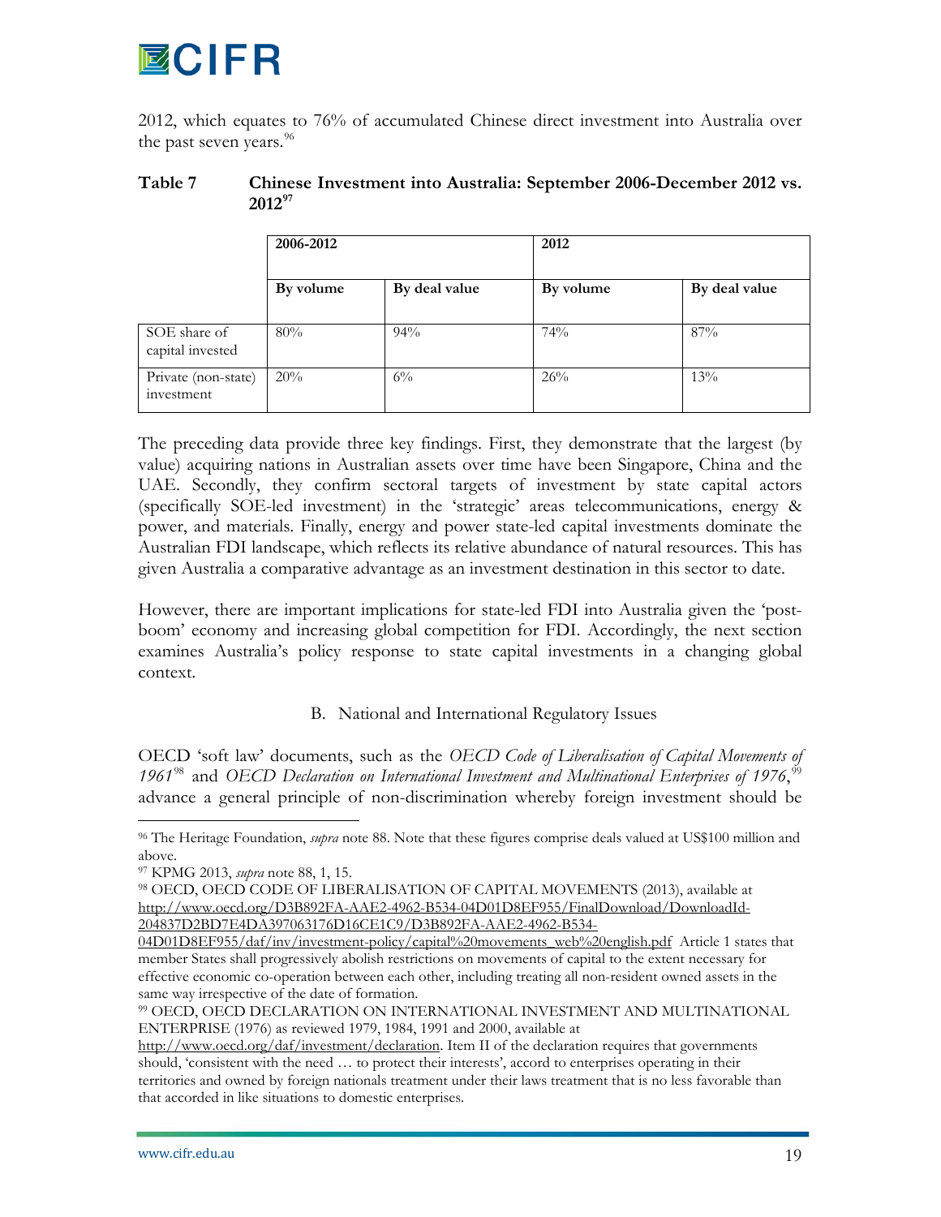2012, which equates to 76% of accumulated Chinese direct investment into Australia over the past seven years.[96]

**Table 7 Chinese Investment into Australia: September 2006-December 2012 vs. 2012[97]**

| | 2006-2012 | | 2012 | |
|---|---|---|---|---|
| | **By volume** | **By deal value** | **By volume** | **By deal value** |
| SOE share of capital invested | 80% | 94% | 74% | 87% |
| Private (non-state) investment | 20% | 6% | 26% | 13% |

The preceding data provide three key findings. First, they demonstrate that the largest (by value) acquiring nations in Australian assets over time have been Singapore, China and the UAE. Secondly, they confirm sectoral targets of investment by state capital actors (specifically SOE-led investment) in the 'strategic' areas telecommunications, energy & power, and materials. Finally, energy and power state-led capital investments dominate the Australian FDI landscape, which reflects its relative abundance of natural resources. This has given Australia a comparative advantage as an investment destination in this sector to date.

However, there are important implications for state-led FDI into Australia given the 'post-boom' economy and increasing global competition for FDI. Accordingly, the next section examines Australia's policy response to state capital investments in a changing global context.

## B. National and International Regulatory Issues

OECD 'soft law' documents, such as the *OECD Code of Liberalisation of Capital Movements of 1961*[98] and *OECD Declaration on International Investment and Multinational Enterprises of 1976*,[99] advance a general principle of non-discrimination whereby foreign investment should be

---

[96] The Heritage Foundation, *supra* note 88. Note that these figures comprise deals valued at US$100 million and above.

[97] KPMG 2013, *supra* note 88, 1, 15.

[98] OECD, OECD CODE OF LIBERALISATION OF CAPITAL MOVEMENTS (2013), available at http://www.oecd.org/D3B892FA-AAE2-4962-B534-04D01D8EF955/FinalDownload/DownloadId-204837D2BD7E4DA397063176D16CE1C9/D3B892FA-AAE2-4962-B534-04D01D8EF955/daf/inv/investment-policy/capital%20movements_web%20english.pdf Article 1 states that member States shall progressively abolish restrictions on movements of capital to the extent necessary for effective economic co-operation between each other, including treating all non-resident owned assets in the same way irrespective of the date of formation.

[99] OECD, OECD DECLARATION ON INTERNATIONAL INVESTMENT AND MULTINATIONAL ENTERPRISE (1976) as reviewed 1979, 1984, 1991 and 2000, available at http://www.oecd.org/daf/investment/declaration. Item II of the declaration requires that governments should, 'consistent with the need … to protect their interests', accord to enterprises operating in their territories and owned by foreign nationals treatment under their laws treatment that is no less favorable than that accorded in like situations to domestic enterprises.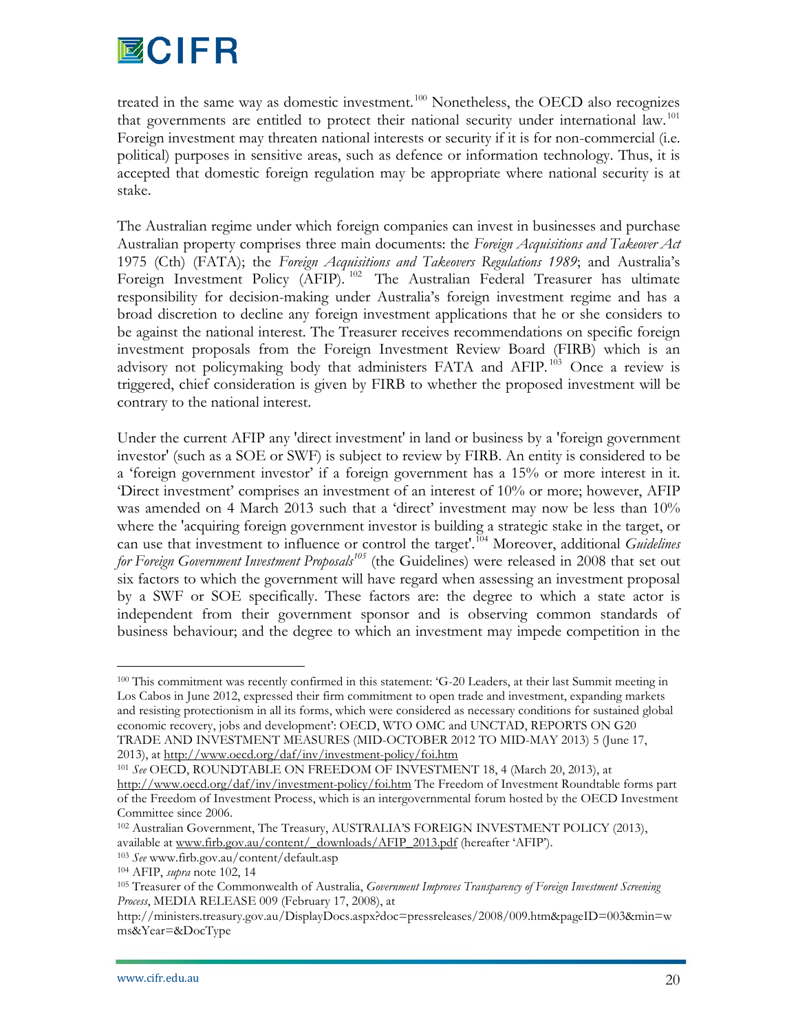treated in the same way as domestic investment.[100] Nonetheless, the OECD also recognizes that governments are entitled to protect their national security under international law.[101] Foreign investment may threaten national interests or security if it is for non-commercial (i.e. political) purposes in sensitive areas, such as defence or information technology. Thus, it is accepted that domestic foreign regulation may be appropriate where national security is at stake.

The Australian regime under which foreign companies can invest in businesses and purchase Australian property comprises three main documents: the *Foreign Acquisitions and Takeover Act* 1975 (Cth) (FATA); the *Foreign Acquisitions and Takeovers Regulations 1989*; and Australia's Foreign Investment Policy (AFIP).[102] The Australian Federal Treasurer has ultimate responsibility for decision-making under Australia's foreign investment regime and has a broad discretion to decline any foreign investment applications that he or she considers to be against the national interest. The Treasurer receives recommendations on specific foreign investment proposals from the Foreign Investment Review Board (FIRB) which is an advisory not policymaking body that administers FATA and AFIP.[103] Once a review is triggered, chief consideration is given by FIRB to whether the proposed investment will be contrary to the national interest.

Under the current AFIP any 'direct investment' in land or business by a 'foreign government investor' (such as a SOE or SWF) is subject to review by FIRB. An entity is considered to be a 'foreign government investor' if a foreign government has a 15% or more interest in it. 'Direct investment' comprises an investment of an interest of 10% or more; however, AFIP was amended on 4 March 2013 such that a 'direct' investment may now be less than 10% where the 'acquiring foreign government investor is building a strategic stake in the target, or can use that investment to influence or control the target'.[104] Moreover, additional *Guidelines for Foreign Government Investment Proposals*[105] (the Guidelines) were released in 2008 that set out six factors to which the government will have regard when assessing an investment proposal by a SWF or SOE specifically. These factors are: the degree to which a state actor is independent from their government sponsor and is observing common standards of business behaviour; and the degree to which an investment may impede competition in the

---

[100] This commitment was recently confirmed in this statement: 'G-20 Leaders, at their last Summit meeting in Los Cabos in June 2012, expressed their firm commitment to open trade and investment, expanding markets and resisting protectionism in all its forms, which were considered as necessary conditions for sustained global economic recovery, jobs and development': OECD, WTO OMC and UNCTAD, REPORTS ON G20 TRADE AND INVESTMENT MEASURES (MID-OCTOBER 2012 TO MID-MAY 2013) 5 (June 17, 2013), at http://www.oecd.org/daf/inv/investment-policy/foi.htm

[101] *See* OECD, ROUNDTABLE ON FREEDOM OF INVESTMENT 18, 4 (March 20, 2013), at http://www.oecd.org/daf/inv/investment-policy/foi.htm The Freedom of Investment Roundtable forms part of the Freedom of Investment Process, which is an intergovernmental forum hosted by the OECD Investment Committee since 2006.

[102] Australian Government, The Treasury, AUSTRALIA'S FOREIGN INVESTMENT POLICY (2013), available at www.firb.gov.au/content/_downloads/AFIP_2013.pdf (hereafter 'AFIP').

[103] *See* www.firb.gov.au/content/default.asp

[104] AFIP, *supra* note 102, 14

[105] Treasurer of the Commonwealth of Australia, *Government Improves Transparency of Foreign Investment Screening Process*, MEDIA RELEASE 009 (February 17, 2008), at http://ministers.treasury.gov.au/DisplayDocs.aspx?doc=pressreleases/2008/009.htm&pageID=003&min=wms&Year=&DocType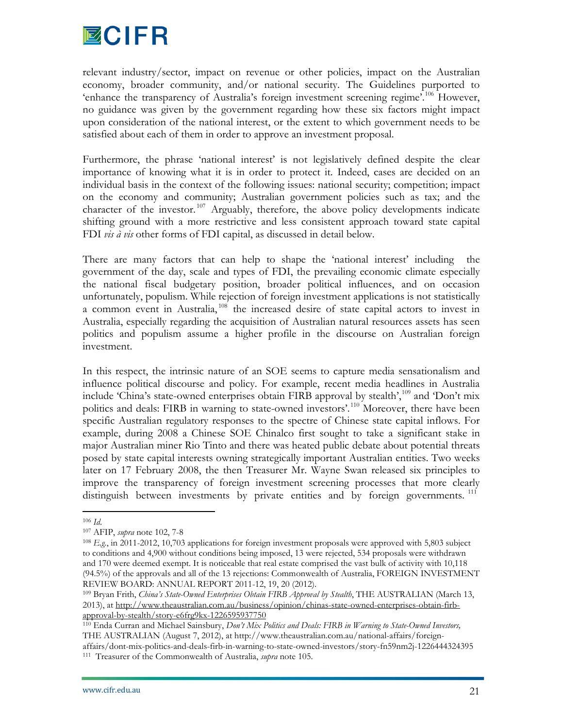relevant industry/sector, impact on revenue or other policies, impact on the Australian economy, broader community, and/or national security. The Guidelines purported to 'enhance the transparency of Australia's foreign investment screening regime'.[106] However, no guidance was given by the government regarding how these six factors might impact upon consideration of the national interest, or the extent to which government needs to be satisfied about each of them in order to approve an investment proposal.

Furthermore, the phrase 'national interest' is not legislatively defined despite the clear importance of knowing what it is in order to protect it. Indeed, cases are decided on an individual basis in the context of the following issues: national security; competition; impact on the economy and community; Australian government policies such as tax; and the character of the investor.[107] Arguably, therefore, the above policy developments indicate shifting ground with a more restrictive and less consistent approach toward state capital FDI *vis à vis* other forms of FDI capital, as discussed in detail below.

There are many factors that can help to shape the 'national interest' including the government of the day, scale and types of FDI, the prevailing economic climate especially the national fiscal budgetary position, broader political influences, and on occasion unfortunately, populism. While rejection of foreign investment applications is not statistically a common event in Australia,[108] the increased desire of state capital actors to invest in Australia, especially regarding the acquisition of Australian natural resources assets has seen politics and populism assume a higher profile in the discourse on Australian foreign investment.

In this respect, the intrinsic nature of an SOE seems to capture media sensationalism and influence political discourse and policy. For example, recent media headlines in Australia include 'China's state-owned enterprises obtain FIRB approval by stealth',[109] and 'Don't mix politics and deals: FIRB in warning to state-owned investors'.[110] Moreover, there have been specific Australian regulatory responses to the spectre of Chinese state capital inflows. For example, during 2008 a Chinese SOE Chinalco first sought to take a significant stake in major Australian miner Rio Tinto and there was heated public debate about potential threats posed by state capital interests owning strategically important Australian entities. Two weeks later on 17 February 2008, the then Treasurer Mr. Wayne Swan released six principles to improve the transparency of foreign investment screening processes that more clearly distinguish between investments by private entities and by foreign governments.[111]

---

[106] *Id.*

[107] AFIP, *supra* note 102, 7-8

[108] *E.g.*, in 2011-2012, 10,703 applications for foreign investment proposals were approved with 5,803 subject to conditions and 4,900 without conditions being imposed, 13 were rejected, 534 proposals were withdrawn and 170 were deemed exempt. It is noticeable that real estate comprised the vast bulk of activity with 10,118 (94.5%) of the approvals and all of the 13 rejections: Commonwealth of Australia, FOREIGN INVESTMENT REVIEW BOARD: ANNUAL REPORT 2011-12, 19, 20 (2012).

[109] Bryan Frith, *China's State-Owned Enterprises Obtain FIRB Approval by Stealth*, THE AUSTRALIAN (March 13, 2013), at http://www.theaustralian.com.au/business/opinion/chinas-state-owned-enterprises-obtain-firb-approval-by-stealth/story-e6frg9kx-1226595937750

[110] Enda Curran and Michael Sainsbury, *Don't Mix Politics and Deals: FIRB in Warning to State-Owned Investors,* THE AUSTRALIAN (August 7, 2012), at http://www.theaustralian.com.au/national-affairs/foreign-affairs/dont-mix-politics-and-deals-firb-in-warning-to-state-owned-investors/story-fn59nm2j-1226444324395

[111] Treasurer of the Commonwealth of Australia, *supra* note 105.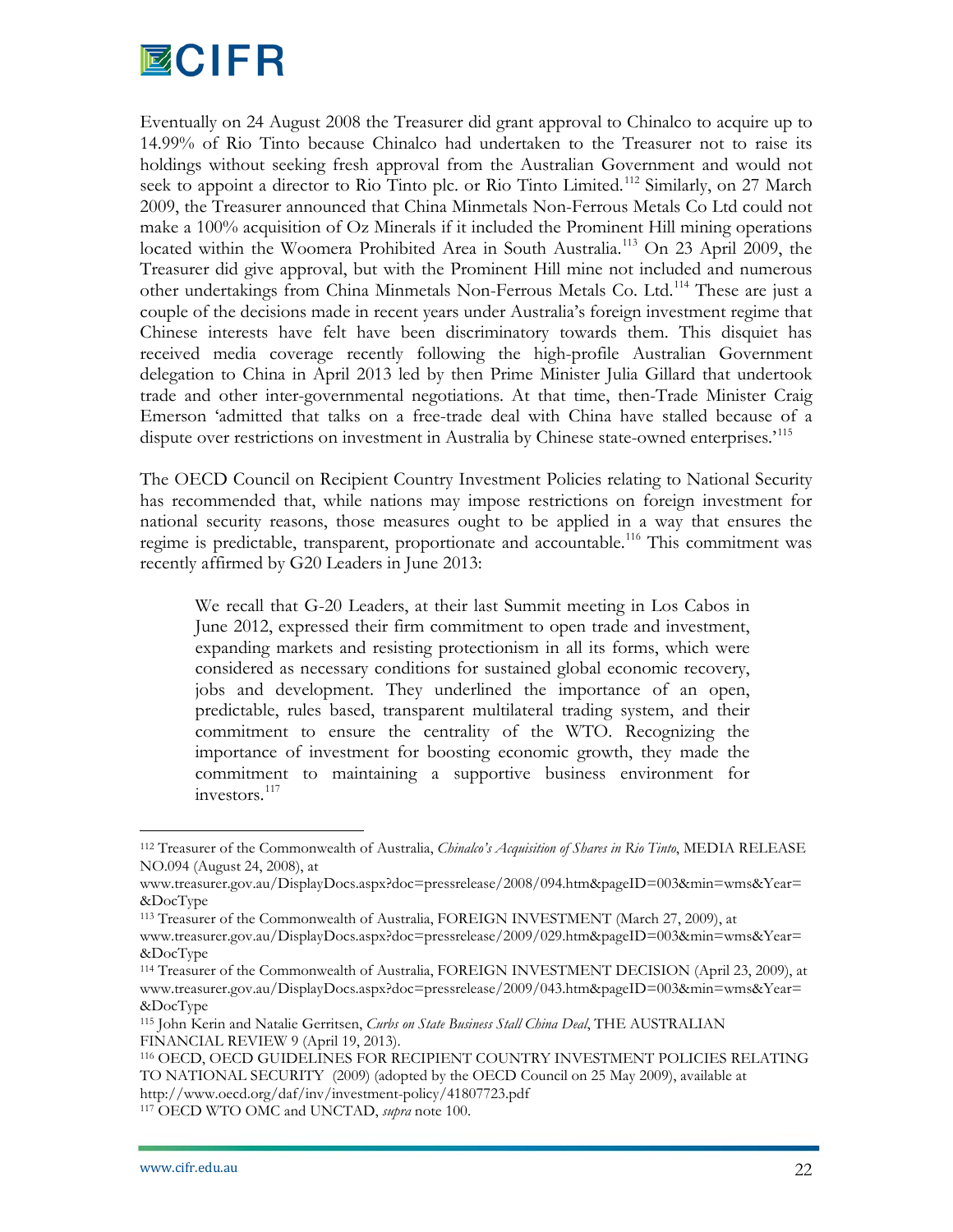Eventually on 24 August 2008 the Treasurer did grant approval to Chinalco to acquire up to 14.99% of Rio Tinto because Chinalco had undertaken to the Treasurer not to raise its holdings without seeking fresh approval from the Australian Government and would not seek to appoint a director to Rio Tinto plc. or Rio Tinto Limited.[112] Similarly, on 27 March 2009, the Treasurer announced that China Minmetals Non-Ferrous Metals Co Ltd could not make a 100% acquisition of Oz Minerals if it included the Prominent Hill mining operations located within the Woomera Prohibited Area in South Australia.[113] On 23 April 2009, the Treasurer did give approval, but with the Prominent Hill mine not included and numerous other undertakings from China Minmetals Non-Ferrous Metals Co. Ltd.[114] These are just a couple of the decisions made in recent years under Australia's foreign investment regime that Chinese interests have felt have been discriminatory towards them. This disquiet has received media coverage recently following the high-profile Australian Government delegation to China in April 2013 led by then Prime Minister Julia Gillard that undertook trade and other inter-governmental negotiations. At that time, then-Trade Minister Craig Emerson 'admitted that talks on a free-trade deal with China have stalled because of a dispute over restrictions on investment in Australia by Chinese state-owned enterprises.'[115]

The OECD Council on Recipient Country Investment Policies relating to National Security has recommended that, while nations may impose restrictions on foreign investment for national security reasons, those measures ought to be applied in a way that ensures the regime is predictable, transparent, proportionate and accountable.[116] This commitment was recently affirmed by G20 Leaders in June 2013:

> We recall that G-20 Leaders, at their last Summit meeting in Los Cabos in June 2012, expressed their firm commitment to open trade and investment, expanding markets and resisting protectionism in all its forms, which were considered as necessary conditions for sustained global economic recovery, jobs and development. They underlined the importance of an open, predictable, rules based, transparent multilateral trading system, and their commitment to ensure the centrality of the WTO. Recognizing the importance of investment for boosting economic growth, they made the commitment to maintaining a supportive business environment for investors.[117]

---

[112] Treasurer of the Commonwealth of Australia, *Chinalco's Acquisition of Shares in Rio Tinto*, MEDIA RELEASE NO.094 (August 24, 2008), at www.treasurer.gov.au/DisplayDocs.aspx?doc=pressrelease/2008/094.htm&pageID=003&min=wms&Year=&DocType

[113] Treasurer of the Commonwealth of Australia, FOREIGN INVESTMENT (March 27, 2009), at www.treasurer.gov.au/DisplayDocs.aspx?doc=pressrelease/2009/029.htm&pageID=003&min=wms&Year=&DocType

[114] Treasurer of the Commonwealth of Australia, FOREIGN INVESTMENT DECISION (April 23, 2009), at www.treasurer.gov.au/DisplayDocs.aspx?doc=pressrelease/2009/043.htm&pageID=003&min=wms&Year=&DocType

[115] John Kerin and Natalie Gerritsen, *Curbs on State Business Stall China Deal*, THE AUSTRALIAN FINANCIAL REVIEW 9 (April 19, 2013).

[116] OECD, OECD GUIDELINES FOR RECIPIENT COUNTRY INVESTMENT POLICIES RELATING TO NATIONAL SECURITY (2009) (adopted by the OECD Council on 25 May 2009), available at http://www.oecd.org/daf/inv/investment-policy/41807723.pdf

[117] OECD WTO OMC and UNCTAD, *supra* note 100.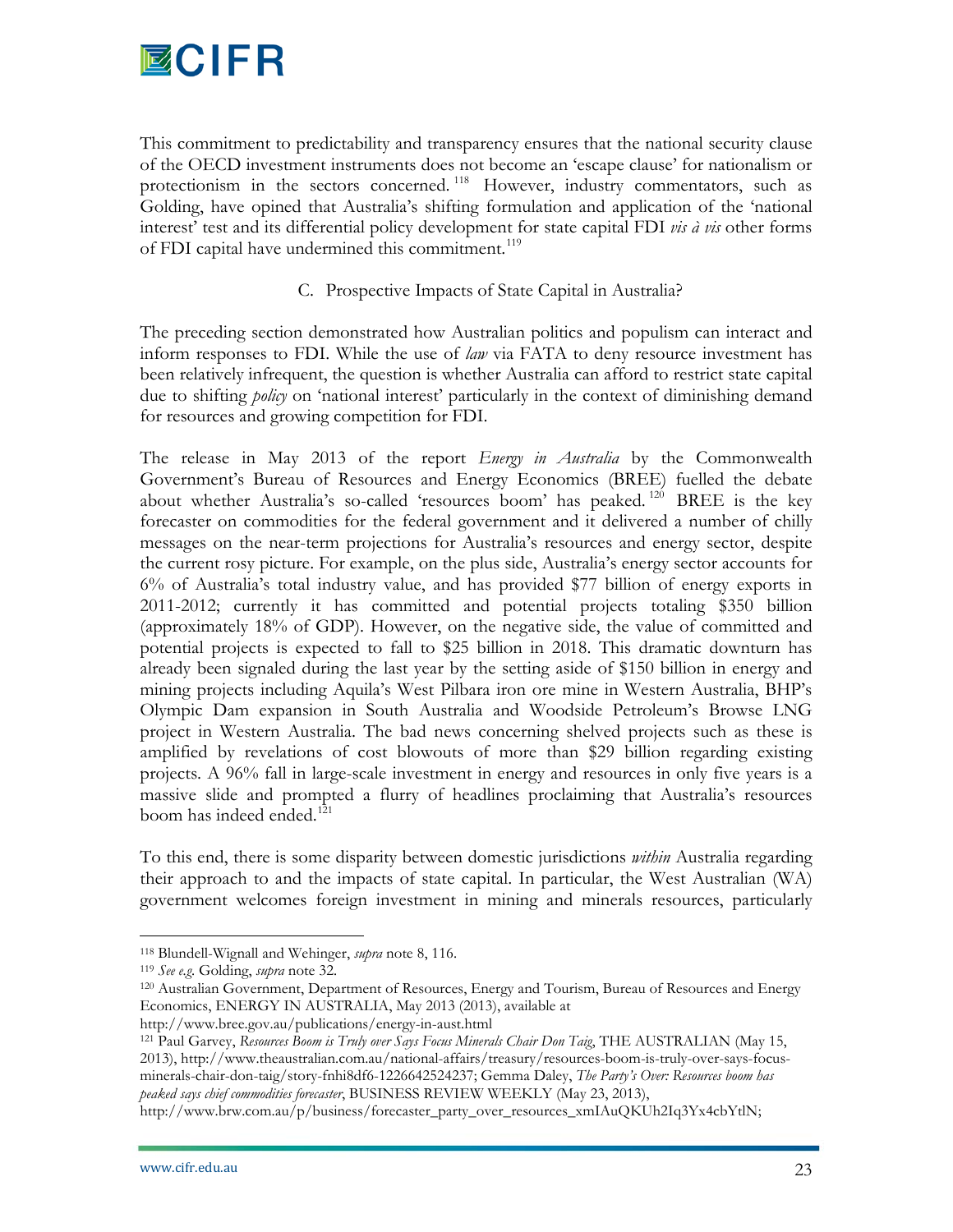This commitment to predictability and transparency ensures that the national security clause of the OECD investment instruments does not become an 'escape clause' for nationalism or protectionism in the sectors concerned.[118] However, industry commentators, such as Golding, have opined that Australia's shifting formulation and application of the 'national interest' test and its differential policy development for state capital FDI *vis à vis* other forms of FDI capital have undermined this commitment.[119]

### C. Prospective Impacts of State Capital in Australia?

The preceding section demonstrated how Australian politics and populism can interact and inform responses to FDI. While the use of *law* via FATA to deny resource investment has been relatively infrequent, the question is whether Australia can afford to restrict state capital due to shifting *policy* on 'national interest' particularly in the context of diminishing demand for resources and growing competition for FDI.

The release in May 2013 of the report *Energy in Australia* by the Commonwealth Government's Bureau of Resources and Energy Economics (BREE) fuelled the debate about whether Australia's so-called 'resources boom' has peaked.[120] BREE is the key forecaster on commodities for the federal government and it delivered a number of chilly messages on the near-term projections for Australia's resources and energy sector, despite the current rosy picture. For example, on the plus side, Australia's energy sector accounts for 6% of Australia's total industry value, and has provided $77 billion of energy exports in 2011-2012; currently it has committed and potential projects totaling $350 billion (approximately 18% of GDP). However, on the negative side, the value of committed and potential projects is expected to fall to $25 billion in 2018. This dramatic downturn has already been signaled during the last year by the setting aside of $150 billion in energy and mining projects including Aquila's West Pilbara iron ore mine in Western Australia, BHP's Olympic Dam expansion in South Australia and Woodside Petroleum's Browse LNG project in Western Australia. The bad news concerning shelved projects such as these is amplified by revelations of cost blowouts of more than $29 billion regarding existing projects. A 96% fall in large-scale investment in energy and resources in only five years is a massive slide and prompted a flurry of headlines proclaiming that Australia's resources boom has indeed ended.[121]

To this end, there is some disparity between domestic jurisdictions *within* Australia regarding their approach to and the impacts of state capital. In particular, the West Australian (WA) government welcomes foreign investment in mining and minerals resources, particularly

---

[118] Blundell-Wignall and Wehinger, *supra* note 8, 116.

[119] *See e.g.* Golding, *supra* note 32.

[120] Australian Government, Department of Resources, Energy and Tourism, Bureau of Resources and Energy Economics, ENERGY IN AUSTRALIA, May 2013 (2013), available at http://www.bree.gov.au/publications/energy-in-aust.html

[121] Paul Garvey, *Resources Boom is Truly over Says Focus Minerals Chair Don Taig*, THE AUSTRALIAN (May 15, 2013), http://www.theaustralian.com.au/national-affairs/treasury/resources-boom-is-truly-over-says-focus-minerals-chair-don-taig/story-fnhi8df6-1226642524237; Gemma Daley, *The Party's Over: Resources boom has peaked says chief commodities forecaster*, BUSINESS REVIEW WEEKLY (May 23, 2013), http://www.brw.com.au/p/business/forecaster_party_over_resources_xmIAuQKUh2Iq3Yx4cbYtlN;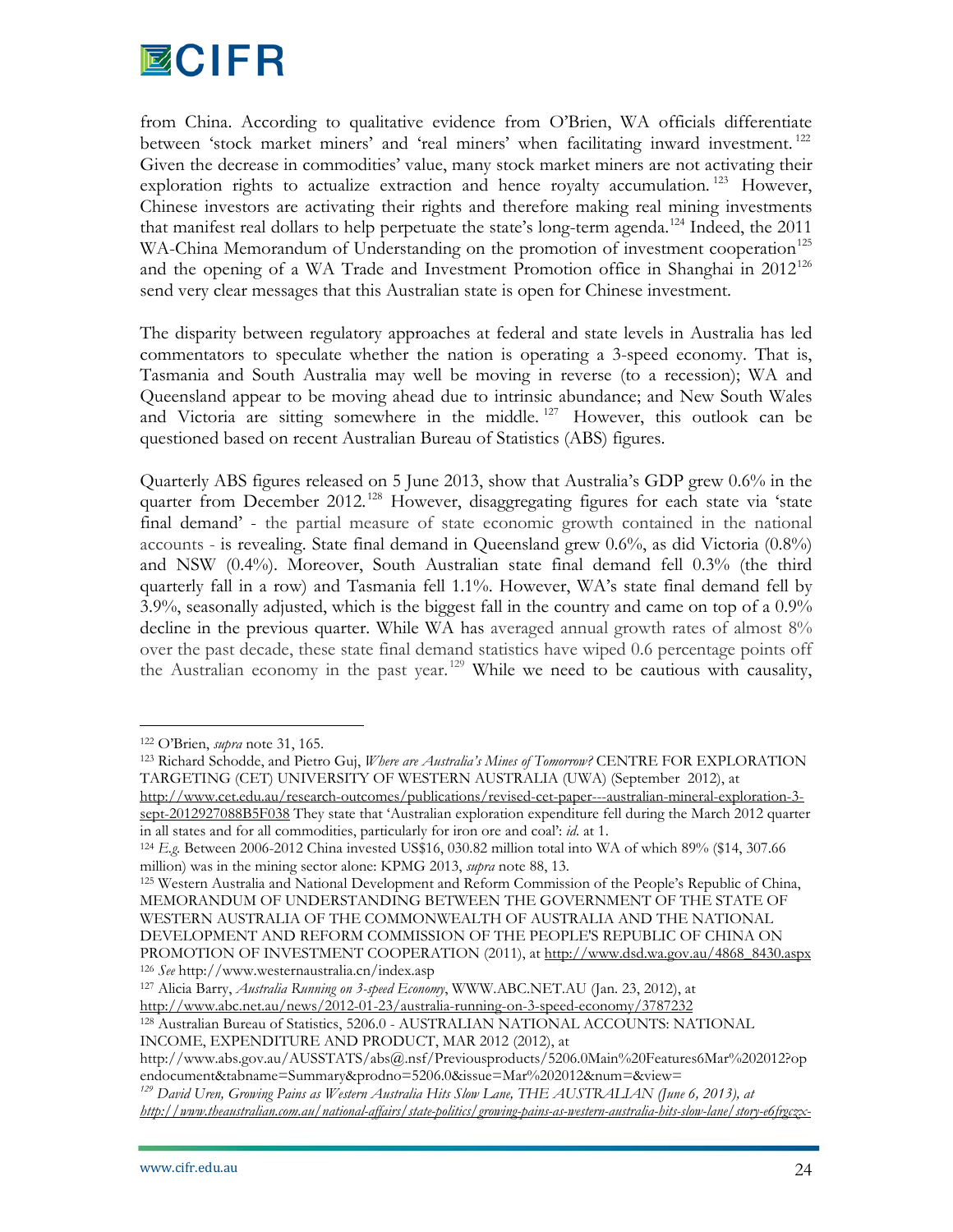from China. According to qualitative evidence from O'Brien, WA officials differentiate between 'stock market miners' and 'real miners' when facilitating inward investment.[122] Given the decrease in commodities' value, many stock market miners are not activating their exploration rights to actualize extraction and hence royalty accumulation.[123] However, Chinese investors are activating their rights and therefore making real mining investments that manifest real dollars to help perpetuate the state's long-term agenda.[124] Indeed, the 2011 WA-China Memorandum of Understanding on the promotion of investment cooperation[125] and the opening of a WA Trade and Investment Promotion office in Shanghai in 2012[126] send very clear messages that this Australian state is open for Chinese investment.

The disparity between regulatory approaches at federal and state levels in Australia has led commentators to speculate whether the nation is operating a 3-speed economy. That is, Tasmania and South Australia may well be moving in reverse (to a recession); WA and Queensland appear to be moving ahead due to intrinsic abundance; and New South Wales and Victoria are sitting somewhere in the middle.[127] However, this outlook can be questioned based on recent Australian Bureau of Statistics (ABS) figures.

Quarterly ABS figures released on 5 June 2013, show that Australia's GDP grew 0.6% in the quarter from December 2012.[128] However, disaggregating figures for each state via 'state final demand' - the partial measure of state economic growth contained in the national accounts - is revealing. State final demand in Queensland grew 0.6%, as did Victoria (0.8%) and NSW (0.4%). Moreover, South Australian state final demand fell 0.3% (the third quarterly fall in a row) and Tasmania fell 1.1%. However, WA's state final demand fell by 3.9%, seasonally adjusted, which is the biggest fall in the country and came on top of a 0.9% decline in the previous quarter. While WA has averaged annual growth rates of almost 8% over the past decade, these state final demand statistics have wiped 0.6 percentage points off the Australian economy in the past year.[129] While we need to be cautious with causality,

---

[122] O'Brien, *supra* note 31, 165.

[123] Richard Schodde, and Pietro Guj, *Where are Australia's Mines of Tomorrow?* CENTRE FOR EXPLORATION TARGETING (CET) UNIVERSITY OF WESTERN AUSTRALIA (UWA) (September 2012), at http://www.cet.edu.au/research-outcomes/publications/revised-cet-paper---australian-mineral-exploration-3-sept-2012927088B5F038 They state that 'Australian exploration expenditure fell during the March 2012 quarter in all states and for all commodities, particularly for iron ore and coal': *id.* at 1.

[124] *E.g.* Between 2006-2012 China invested US$16, 030.82 million total into WA of which 89% ($14, 307.66 million) was in the mining sector alone: KPMG 2013, *supra* note 88, 13.

[125] Western Australia and National Development and Reform Commission of the People's Republic of China, MEMORANDUM OF UNDERSTANDING BETWEEN THE GOVERNMENT OF THE STATE OF WESTERN AUSTRALIA OF THE COMMONWEALTH OF AUSTRALIA AND THE NATIONAL DEVELOPMENT AND REFORM COMMISSION OF THE PEOPLE'S REPUBLIC OF CHINA ON PROMOTION OF INVESTMENT COOPERATION (2011), at http://www.dsd.wa.gov.au/4868_8430.aspx

[126] *See* http://www.westernaustralia.cn/index.asp

[127] Alicia Barry, *Australia Running on 3-speed Economy*, WWW.ABC.NET.AU (Jan. 23, 2012), at http://www.abc.net.au/news/2012-01-23/australia-running-on-3-speed-economy/3787232

[128] Australian Bureau of Statistics, 5206.0 - AUSTRALIAN NATIONAL ACCOUNTS: NATIONAL INCOME, EXPENDITURE AND PRODUCT, MAR 2012 (2012), at http://www.abs.gov.au/AUSSTATS/abs@.nsf/Previousproducts/5206.0Main%20Features6Mar%202012?opendocument&tabname=Summary&prodno=5206.0&issue=Mar%202012&num=&view=

[129] *David Uren, Growing Pains as Western Australia Hits Slow Lane, THE AUSTRALIAN (June 6, 2013), at http://www.theaustralian.com.au/national-affairs/state-politics/growing-pains-as-western-australia-hits-slow-lane/story-e6frgczx-*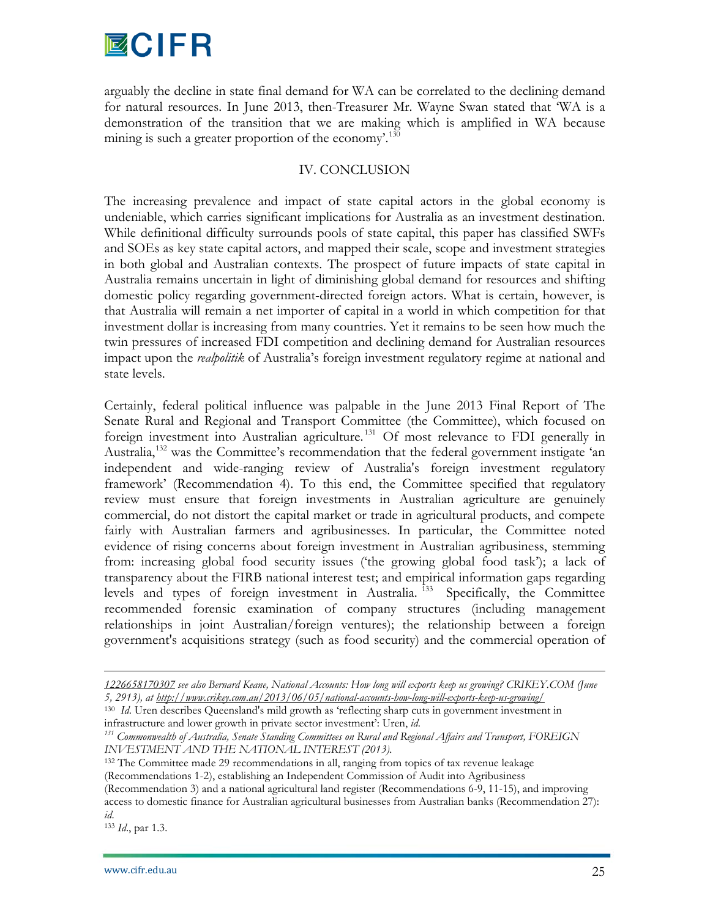arguably the decline in state final demand for WA can be correlated to the declining demand for natural resources. In June 2013, then-Treasurer Mr. Wayne Swan stated that 'WA is a demonstration of the transition that we are making which is amplified in WA because mining is such a greater proportion of the economy'.[130]

## IV. CONCLUSION

The increasing prevalence and impact of state capital actors in the global economy is undeniable, which carries significant implications for Australia as an investment destination. While definitional difficulty surrounds pools of state capital, this paper has classified SWFs and SOEs as key state capital actors, and mapped their scale, scope and investment strategies in both global and Australian contexts. The prospect of future impacts of state capital in Australia remains uncertain in light of diminishing global demand for resources and shifting domestic policy regarding government-directed foreign actors. What is certain, however, is that Australia will remain a net importer of capital in a world in which competition for that investment dollar is increasing from many countries. Yet it remains to be seen how much the twin pressures of increased FDI competition and declining demand for Australian resources impact upon the *realpolitik* of Australia's foreign investment regulatory regime at national and state levels.

Certainly, federal political influence was palpable in the June 2013 Final Report of The Senate Rural and Regional and Transport Committee (the Committee), which focused on foreign investment into Australian agriculture.[131] Of most relevance to FDI generally in Australia,[132] was the Committee's recommendation that the federal government instigate 'an independent and wide-ranging review of Australia's foreign investment regulatory framework' (Recommendation 4). To this end, the Committee specified that regulatory review must ensure that foreign investments in Australian agriculture are genuinely commercial, do not distort the capital market or trade in agricultural products, and compete fairly with Australian farmers and agribusinesses. In particular, the Committee noted evidence of rising concerns about foreign investment in Australian agribusiness, stemming from: increasing global food security issues ('the growing global food task'); a lack of transparency about the FIRB national interest test; and empirical information gaps regarding levels and types of foreign investment in Australia.[133] Specifically, the Committee recommended forensic examination of company structures (including management relationships in joint Australian/foreign ventures); the relationship between a foreign government's acquisitions strategy (such as food security) and the commercial operation of

---

*1226658170307 see also Bernard Keane, National Accounts: How long will exports keep us growing? CRIKEY.COM (June 5, 2913), at http://www.crikey.com.au/2013/06/05/national-accounts-how-long-will-exports-keep-us-growing/*

[130] *Id*. Uren describes Queensland's mild growth as 'reflecting sharp cuts in government investment in infrastructure and lower growth in private sector investment': Uren, *id.*

[131] *Commonwealth of Australia, Senate Standing Committees on Rural and Regional Affairs and Transport, FOREIGN INVESTMENT AND THE NATIONAL INTEREST (2013).*

[132] The Committee made 29 recommendations in all, ranging from topics of tax revenue leakage (Recommendations 1-2), establishing an Independent Commission of Audit into Agribusiness (Recommendation 3) and a national agricultural land register (Recommendations 6-9, 11-15), and improving access to domestic finance for Australian agricultural businesses from Australian banks (Recommendation 27): *id*.

[133] *Id*., par 1.3.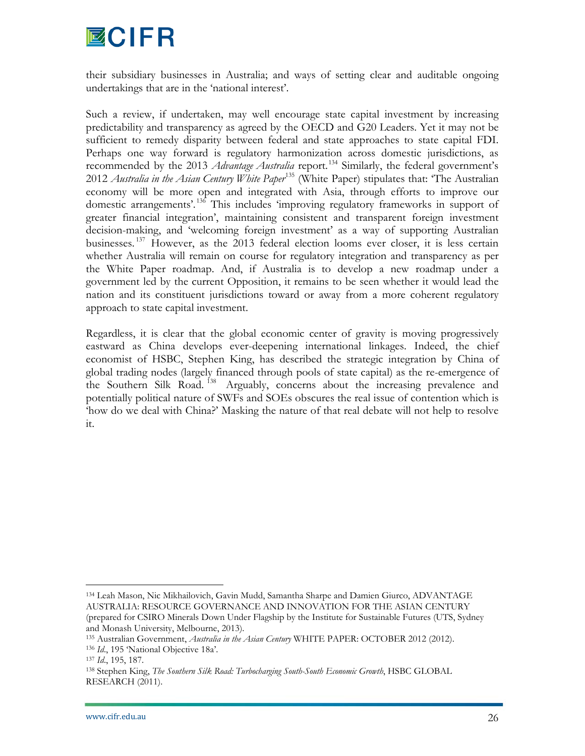their subsidiary businesses in Australia; and ways of setting clear and auditable ongoing undertakings that are in the 'national interest'.

Such a review, if undertaken, may well encourage state capital investment by increasing predictability and transparency as agreed by the OECD and G20 Leaders. Yet it may not be sufficient to remedy disparity between federal and state approaches to state capital FDI. Perhaps one way forward is regulatory harmonization across domestic jurisdictions, as recommended by the 2013 *Advantage Australia* report.[134] Similarly, the federal government's 2012 *Australia in the Asian Century White Paper*[135] (White Paper) stipulates that: 'The Australian economy will be more open and integrated with Asia, through efforts to improve our domestic arrangements'.[136] This includes 'improving regulatory frameworks in support of greater financial integration', maintaining consistent and transparent foreign investment decision-making, and 'welcoming foreign investment' as a way of supporting Australian businesses.[137] However, as the 2013 federal election looms ever closer, it is less certain whether Australia will remain on course for regulatory integration and transparency as per the White Paper roadmap. And, if Australia is to develop a new roadmap under a government led by the current Opposition, it remains to be seen whether it would lead the nation and its constituent jurisdictions toward or away from a more coherent regulatory approach to state capital investment.

Regardless, it is clear that the global economic center of gravity is moving progressively eastward as China develops ever-deepening international linkages. Indeed, the chief economist of HSBC, Stephen King, has described the strategic integration by China of global trading nodes (largely financed through pools of state capital) as the re-emergence of the Southern Silk Road.[138] Arguably, concerns about the increasing prevalence and potentially political nature of SWFs and SOEs obscures the real issue of contention which is 'how do we deal with China?' Masking the nature of that real debate will not help to resolve it.

---

[134] Leah Mason, Nic Mikhailovich, Gavin Mudd, Samantha Sharpe and Damien Giurco, ADVANTAGE AUSTRALIA: RESOURCE GOVERNANCE AND INNOVATION FOR THE ASIAN CENTURY (prepared for CSIRO Minerals Down Under Flagship by the Institute for Sustainable Futures (UTS, Sydney and Monash University, Melbourne, 2013).

[135] Australian Government, *Australia in the Asian Century* WHITE PAPER: OCTOBER 2012 (2012).

[136] *Id*., 195 'National Objective 18a'.

[137] *Id*., 195, 187.

[138] Stephen King, *The Southern Silk Road: Turbocharging South-South Economic Growth*, HSBC GLOBAL RESEARCH (2011).